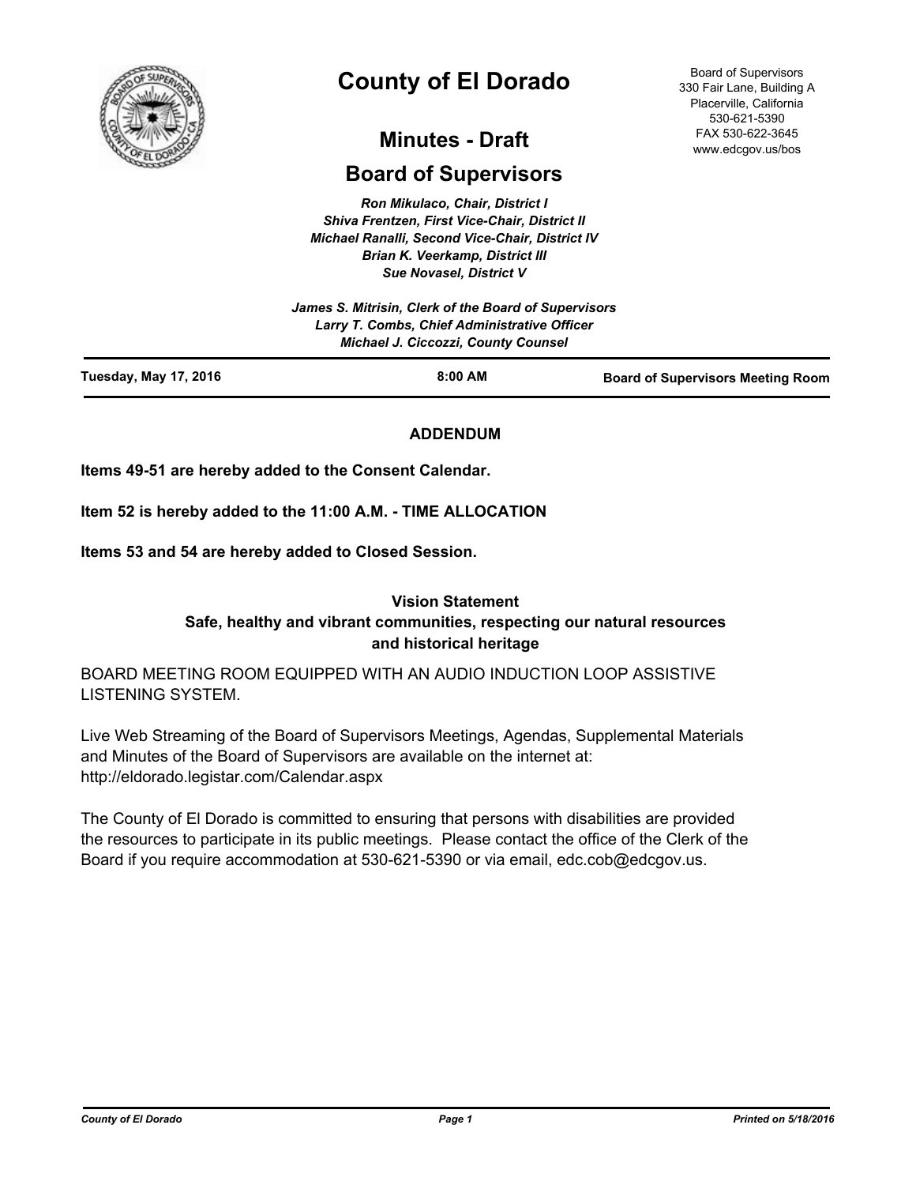# County of El Dorado

## Minutes - Draft

## Board of Supervisors

Board of Supervisors
330 Fair Lane, Building A
Placerville, California
530-621-5390
FAX 530-622-3645
www.edcgov.us/bos

*Ron Mikulaco, Chair, District I*
*Shiva Frentzen, First Vice-Chair, District II*
*Michael Ranalli, Second Vice-Chair, District IV*
*Brian K. Veerkamp, District III*
*Sue Novasel, District V*

*James S. Mitrisin, Clerk of the Board of Supervisors*
*Larry T. Combs, Chief Administrative Officer*
*Michael J. Ciccozzi, County Counsel*

**Tuesday, May 17, 2016** | **8:00 AM** | **Board of Supervisors Meeting Room**

**ADDENDUM**

**Items 49-51 are hereby added to the Consent Calendar.**

**Item 52 is hereby added to the 11:00 A.M. - TIME ALLOCATION**

**Items 53 and 54 are hereby added to Closed Session.**

**Vision Statement**
**Safe, healthy and vibrant communities, respecting our natural resources and historical heritage**

BOARD MEETING ROOM EQUIPPED WITH AN AUDIO INDUCTION LOOP ASSISTIVE LISTENING SYSTEM.

Live Web Streaming of the Board of Supervisors Meetings, Agendas, Supplemental Materials and Minutes of the Board of Supervisors are available on the internet at: http://eldorado.legistar.com/Calendar.aspx

The County of El Dorado is committed to ensuring that persons with disabilities are provided the resources to participate in its public meetings. Please contact the office of the Clerk of the Board if you require accommodation at 530-621-5390 or via email, edc.cob@edcgov.us.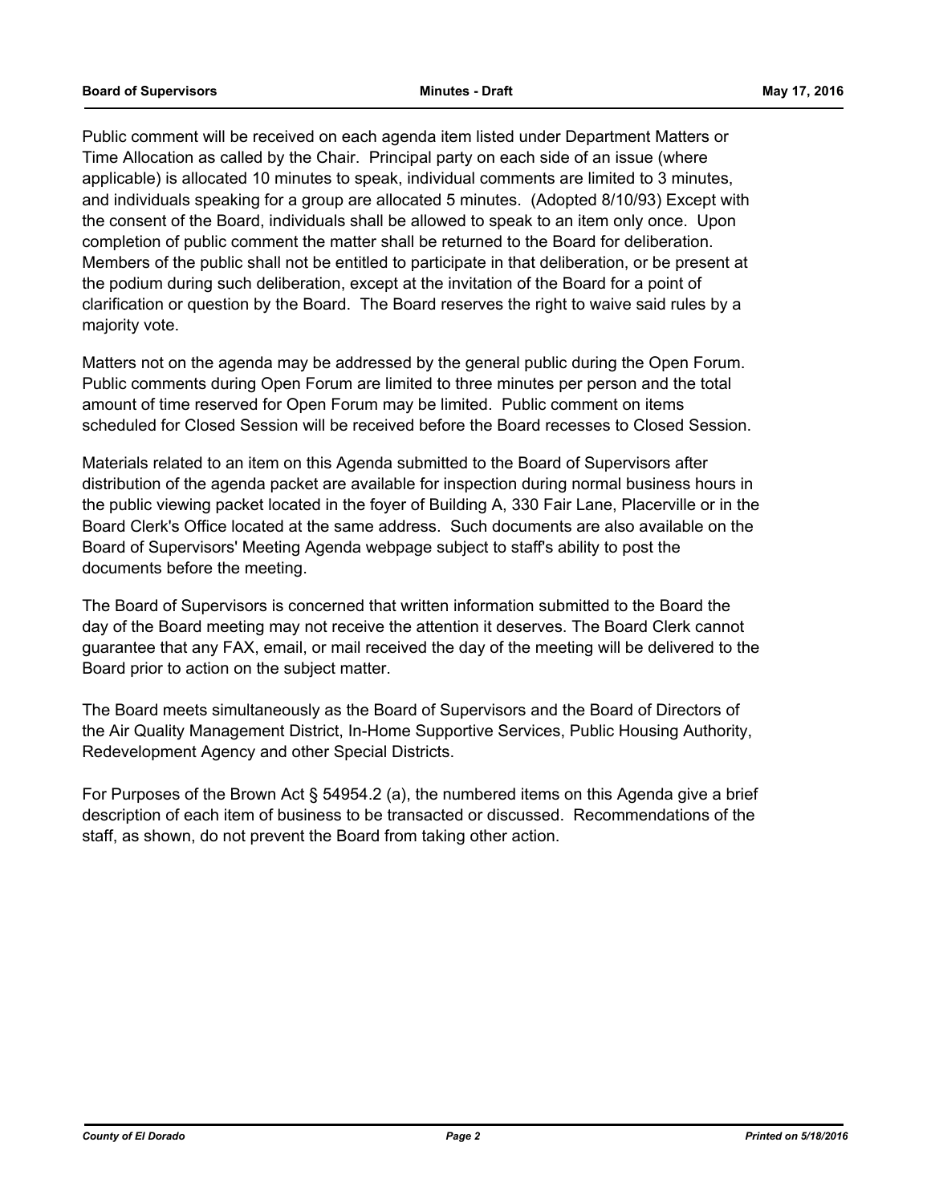Public comment will be received on each agenda item listed under Department Matters or Time Allocation as called by the Chair. Principal party on each side of an issue (where applicable) is allocated 10 minutes to speak, individual comments are limited to 3 minutes, and individuals speaking for a group are allocated 5 minutes. (Adopted 8/10/93) Except with the consent of the Board, individuals shall be allowed to speak to an item only once. Upon completion of public comment the matter shall be returned to the Board for deliberation. Members of the public shall not be entitled to participate in that deliberation, or be present at the podium during such deliberation, except at the invitation of the Board for a point of clarification or question by the Board. The Board reserves the right to waive said rules by a majority vote.

Matters not on the agenda may be addressed by the general public during the Open Forum. Public comments during Open Forum are limited to three minutes per person and the total amount of time reserved for Open Forum may be limited. Public comment on items scheduled for Closed Session will be received before the Board recesses to Closed Session.

Materials related to an item on this Agenda submitted to the Board of Supervisors after distribution of the agenda packet are available for inspection during normal business hours in the public viewing packet located in the foyer of Building A, 330 Fair Lane, Placerville or in the Board Clerk's Office located at the same address. Such documents are also available on the Board of Supervisors' Meeting Agenda webpage subject to staff's ability to post the documents before the meeting.

The Board of Supervisors is concerned that written information submitted to the Board the day of the Board meeting may not receive the attention it deserves. The Board Clerk cannot guarantee that any FAX, email, or mail received the day of the meeting will be delivered to the Board prior to action on the subject matter.

The Board meets simultaneously as the Board of Supervisors and the Board of Directors of the Air Quality Management District, In-Home Supportive Services, Public Housing Authority, Redevelopment Agency and other Special Districts.

For Purposes of the Brown Act § 54954.2 (a), the numbered items on this Agenda give a brief description of each item of business to be transacted or discussed. Recommendations of the staff, as shown, do not prevent the Board from taking other action.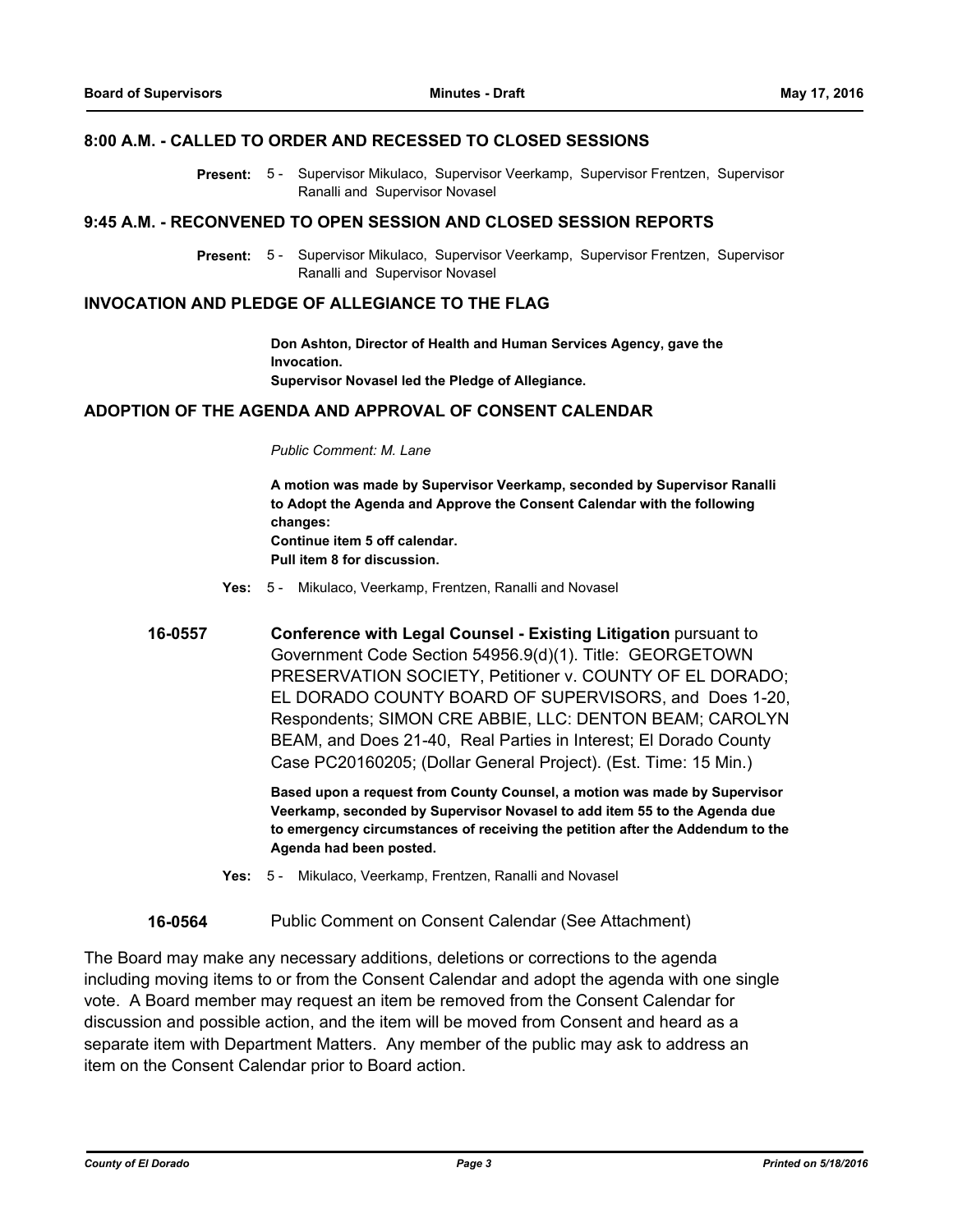## 8:00 A.M. - CALLED TO ORDER AND RECESSED TO CLOSED SESSIONS

**Present:** 5 - Supervisor Mikulaco, Supervisor Veerkamp, Supervisor Frentzen, Supervisor Ranalli and Supervisor Novasel

## 9:45 A.M. - RECONVENED TO OPEN SESSION AND CLOSED SESSION REPORTS

**Present:** 5 - Supervisor Mikulaco, Supervisor Veerkamp, Supervisor Frentzen, Supervisor Ranalli and Supervisor Novasel

## INVOCATION AND PLEDGE OF ALLEGIANCE TO THE FLAG

**Don Ashton, Director of Health and Human Services Agency, gave the Invocation.**
**Supervisor Novasel led the Pledge of Allegiance.**

## ADOPTION OF THE AGENDA AND APPROVAL OF CONSENT CALENDAR

*Public Comment: M. Lane*

**A motion was made by Supervisor Veerkamp, seconded by Supervisor Ranalli to Adopt the Agenda and Approve the Consent Calendar with the following changes:**
**Continue item 5 off calendar.**
**Pull item 8 for discussion.**

**Yes:** 5 - Mikulaco, Veerkamp, Frentzen, Ranalli and Novasel

**16-0557** **Conference with Legal Counsel - Existing Litigation** pursuant to Government Code Section 54956.9(d)(1). Title: GEORGETOWN PRESERVATION SOCIETY, Petitioner v. COUNTY OF EL DORADO; EL DORADO COUNTY BOARD OF SUPERVISORS, and Does 1-20, Respondents; SIMON CRE ABBIE, LLC: DENTON BEAM; CAROLYN BEAM, and Does 21-40, Real Parties in Interest; El Dorado County Case PC20160205; (Dollar General Project). (Est. Time: 15 Min.)

**Based upon a request from County Counsel, a motion was made by Supervisor Veerkamp, seconded by Supervisor Novasel to add item 55 to the Agenda due to emergency circumstances of receiving the petition after the Addendum to the Agenda had been posted.**

**Yes:** 5 - Mikulaco, Veerkamp, Frentzen, Ranalli and Novasel

**16-0564** Public Comment on Consent Calendar (See Attachment)

The Board may make any necessary additions, deletions or corrections to the agenda including moving items to or from the Consent Calendar and adopt the agenda with one single vote. A Board member may request an item be removed from the Consent Calendar for discussion and possible action, and the item will be moved from Consent and heard as a separate item with Department Matters. Any member of the public may ask to address an item on the Consent Calendar prior to Board action.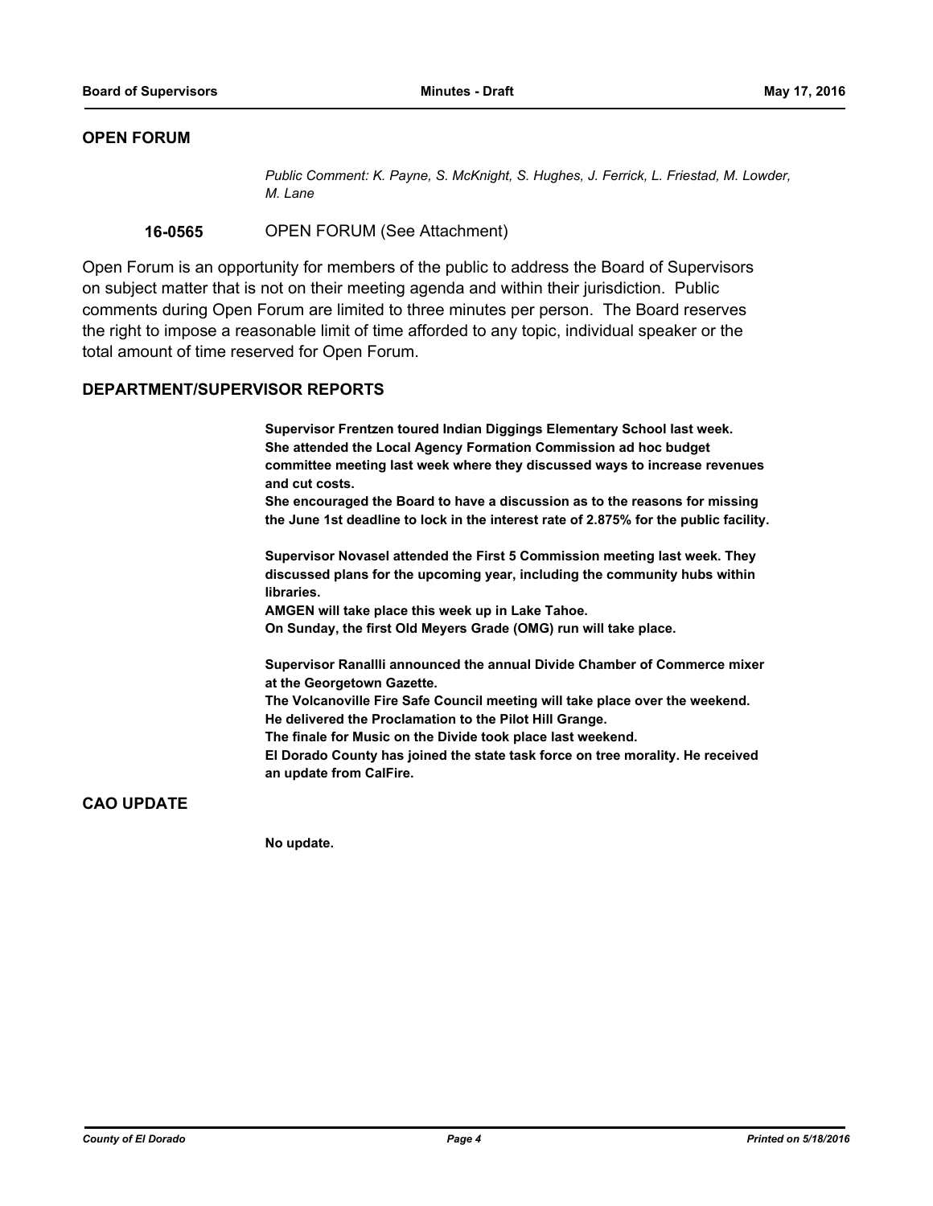## OPEN FORUM

*Public Comment: K. Payne, S. McKnight, S. Hughes, J. Ferrick, L. Friestad, M. Lowder, M. Lane*

**16-0565** OPEN FORUM (See Attachment)

Open Forum is an opportunity for members of the public to address the Board of Supervisors on subject matter that is not on their meeting agenda and within their jurisdiction. Public comments during Open Forum are limited to three minutes per person. The Board reserves the right to impose a reasonable limit of time afforded to any topic, individual speaker or the total amount of time reserved for Open Forum.

## DEPARTMENT/SUPERVISOR REPORTS

**Supervisor Frentzen toured Indian Diggings Elementary School last week.**
**She attended the Local Agency Formation Commission ad hoc budget committee meeting last week where they discussed ways to increase revenues and cut costs.**
**She encouraged the Board to have a discussion as to the reasons for missing the June 1st deadline to lock in the interest rate of 2.875% for the public facility.**

**Supervisor Novasel attended the First 5 Commission meeting last week. They discussed plans for the upcoming year, including the community hubs within libraries.**
**AMGEN will take place this week up in Lake Tahoe.**
**On Sunday, the first Old Meyers Grade (OMG) run will take place.**

**Supervisor Ranallli announced the annual Divide Chamber of Commerce mixer at the Georgetown Gazette.**
**The Volcanoville Fire Safe Council meeting will take place over the weekend.**
**He delivered the Proclamation to the Pilot Hill Grange.**
**The finale for Music on the Divide took place last weekend.**
**El Dorado County has joined the state task force on tree morality. He received an update from CalFire.**

## CAO UPDATE

**No update.**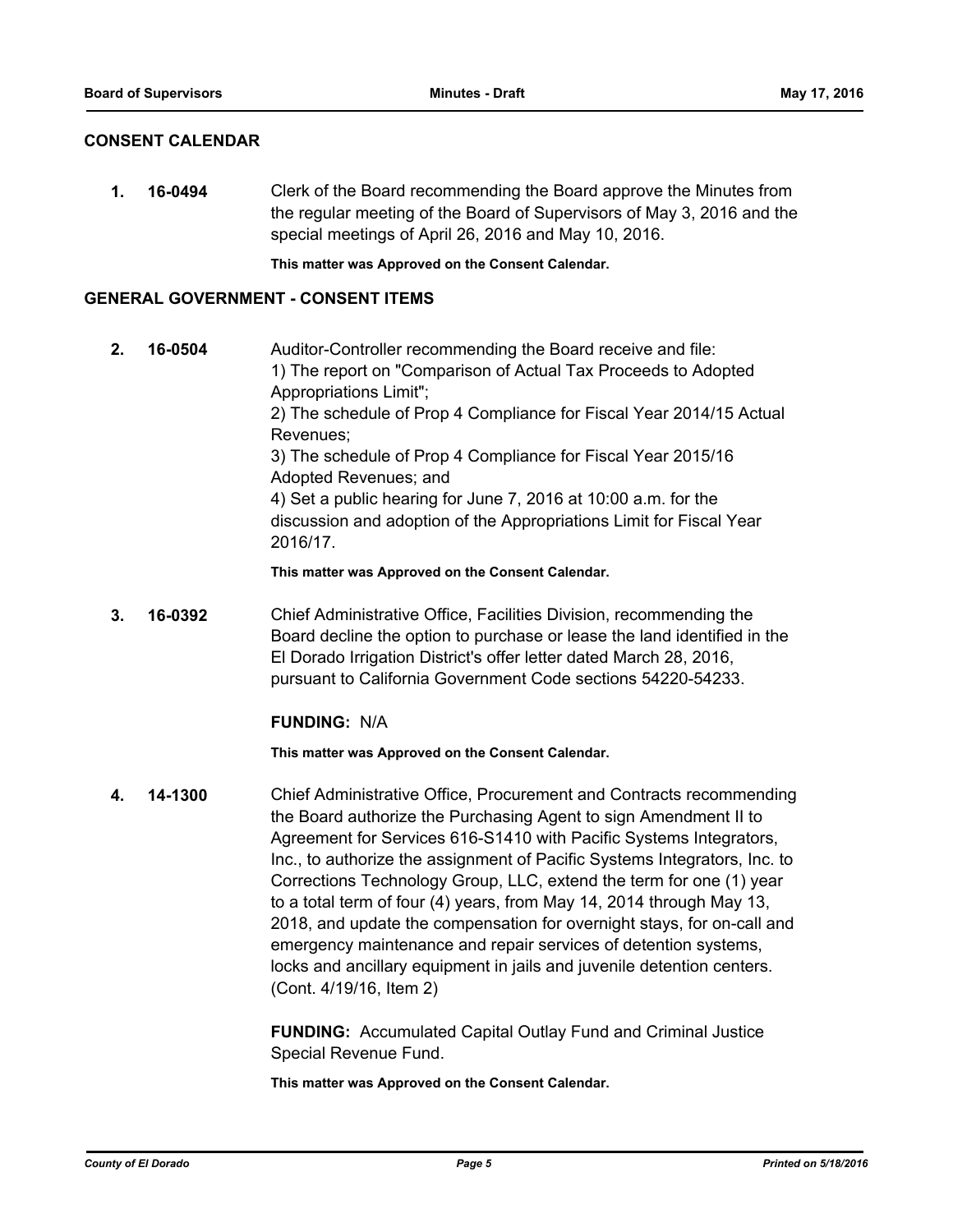## CONSENT CALENDAR

**1. 16-0494** Clerk of the Board recommending the Board approve the Minutes from the regular meeting of the Board of Supervisors of May 3, 2016 and the special meetings of April 26, 2016 and May 10, 2016.

**This matter was Approved on the Consent Calendar.**

## GENERAL GOVERNMENT - CONSENT ITEMS

**2. 16-0504** Auditor-Controller recommending the Board receive and file:
1) The report on "Comparison of Actual Tax Proceeds to Adopted Appropriations Limit";
2) The schedule of Prop 4 Compliance for Fiscal Year 2014/15 Actual Revenues;
3) The schedule of Prop 4 Compliance for Fiscal Year 2015/16 Adopted Revenues; and
4) Set a public hearing for June 7, 2016 at 10:00 a.m. for the discussion and adoption of the Appropriations Limit for Fiscal Year 2016/17.

**This matter was Approved on the Consent Calendar.**

**3. 16-0392** Chief Administrative Office, Facilities Division, recommending the Board decline the option to purchase or lease the land identified in the El Dorado Irrigation District's offer letter dated March 28, 2016, pursuant to California Government Code sections 54220-54233.

**FUNDING:** N/A

**This matter was Approved on the Consent Calendar.**

**4. 14-1300** Chief Administrative Office, Procurement and Contracts recommending the Board authorize the Purchasing Agent to sign Amendment II to Agreement for Services 616-S1410 with Pacific Systems Integrators, Inc., to authorize the assignment of Pacific Systems Integrators, Inc. to Corrections Technology Group, LLC, extend the term for one (1) year to a total term of four (4) years, from May 14, 2014 through May 13, 2018, and update the compensation for overnight stays, for on-call and emergency maintenance and repair services of detention systems, locks and ancillary equipment in jails and juvenile detention centers. (Cont. 4/19/16, Item 2)

**FUNDING:** Accumulated Capital Outlay Fund and Criminal Justice Special Revenue Fund.

**This matter was Approved on the Consent Calendar.**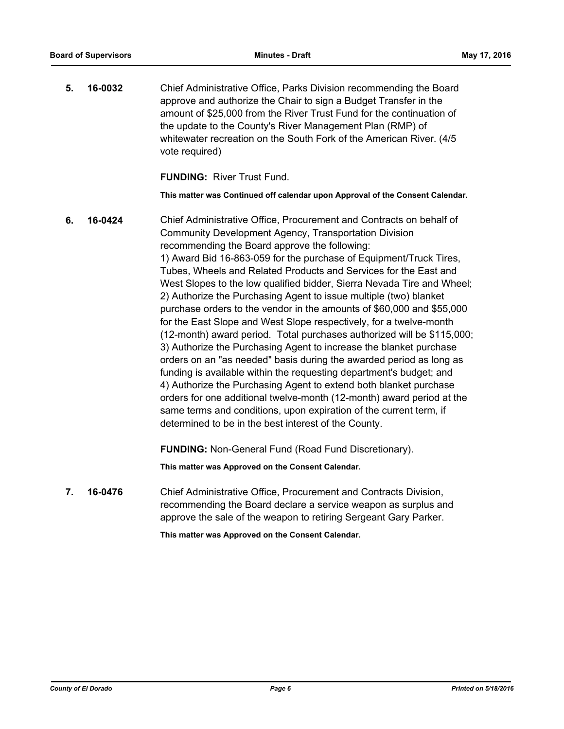**5. 16-0032** Chief Administrative Office, Parks Division recommending the Board approve and authorize the Chair to sign a Budget Transfer in the amount of $25,000 from the River Trust Fund for the continuation of the update to the County's River Management Plan (RMP) of whitewater recreation on the South Fork of the American River. (4/5 vote required)

**FUNDING:** River Trust Fund.

**This matter was Continued off calendar upon Approval of the Consent Calendar.**

**6. 16-0424** Chief Administrative Office, Procurement and Contracts on behalf of Community Development Agency, Transportation Division recommending the Board approve the following:
1) Award Bid 16-863-059 for the purchase of Equipment/Truck Tires, Tubes, Wheels and Related Products and Services for the East and West Slopes to the low qualified bidder, Sierra Nevada Tire and Wheel;
2) Authorize the Purchasing Agent to issue multiple (two) blanket purchase orders to the vendor in the amounts of $60,000 and $55,000 for the East Slope and West Slope respectively, for a twelve-month (12-month) award period. Total purchases authorized will be $115,000;
3) Authorize the Purchasing Agent to increase the blanket purchase orders on an "as needed" basis during the awarded period as long as funding is available within the requesting department's budget; and
4) Authorize the Purchasing Agent to extend both blanket purchase orders for one additional twelve-month (12-month) award period at the same terms and conditions, upon expiration of the current term, if determined to be in the best interest of the County.

**FUNDING:** Non-General Fund (Road Fund Discretionary).

**This matter was Approved on the Consent Calendar.**

**7. 16-0476** Chief Administrative Office, Procurement and Contracts Division, recommending the Board declare a service weapon as surplus and approve the sale of the weapon to retiring Sergeant Gary Parker.

**This matter was Approved on the Consent Calendar.**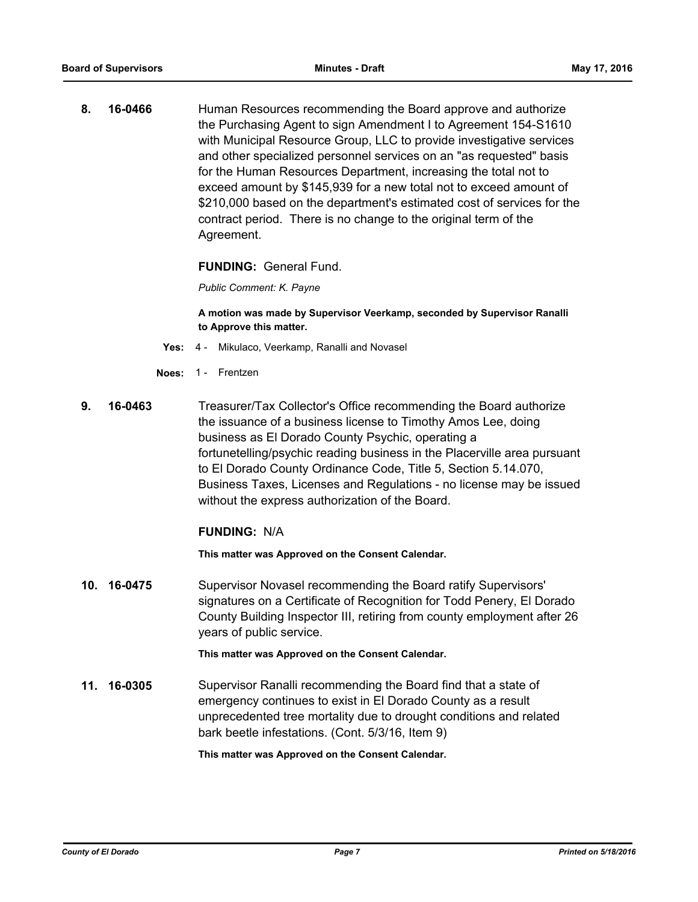**8. 16-0466** Human Resources recommending the Board approve and authorize the Purchasing Agent to sign Amendment I to Agreement 154-S1610 with Municipal Resource Group, LLC to provide investigative services and other specialized personnel services on an "as requested" basis for the Human Resources Department, increasing the total not to exceed amount by $145,939 for a new total not to exceed amount of $210,000 based on the department's estimated cost of services for the contract period. There is no change to the original term of the Agreement.

**FUNDING:** General Fund.

*Public Comment: K. Payne*

**A motion was made by Supervisor Veerkamp, seconded by Supervisor Ranalli to Approve this matter.**

**Yes:** 4 - Mikulaco, Veerkamp, Ranalli and Novasel

**Noes:** 1 - Frentzen

**9. 16-0463** Treasurer/Tax Collector's Office recommending the Board authorize the issuance of a business license to Timothy Amos Lee, doing business as El Dorado County Psychic, operating a fortunetelling/psychic reading business in the Placerville area pursuant to El Dorado County Ordinance Code, Title 5, Section 5.14.070, Business Taxes, Licenses and Regulations - no license may be issued without the express authorization of the Board.

**FUNDING:** N/A

**This matter was Approved on the Consent Calendar.**

**10. 16-0475** Supervisor Novasel recommending the Board ratify Supervisors' signatures on a Certificate of Recognition for Todd Penery, El Dorado County Building Inspector III, retiring from county employment after 26 years of public service.

**This matter was Approved on the Consent Calendar.**

**11. 16-0305** Supervisor Ranalli recommending the Board find that a state of emergency continues to exist in El Dorado County as a result unprecedented tree mortality due to drought conditions and related bark beetle infestations. (Cont. 5/3/16, Item 9)

**This matter was Approved on the Consent Calendar.**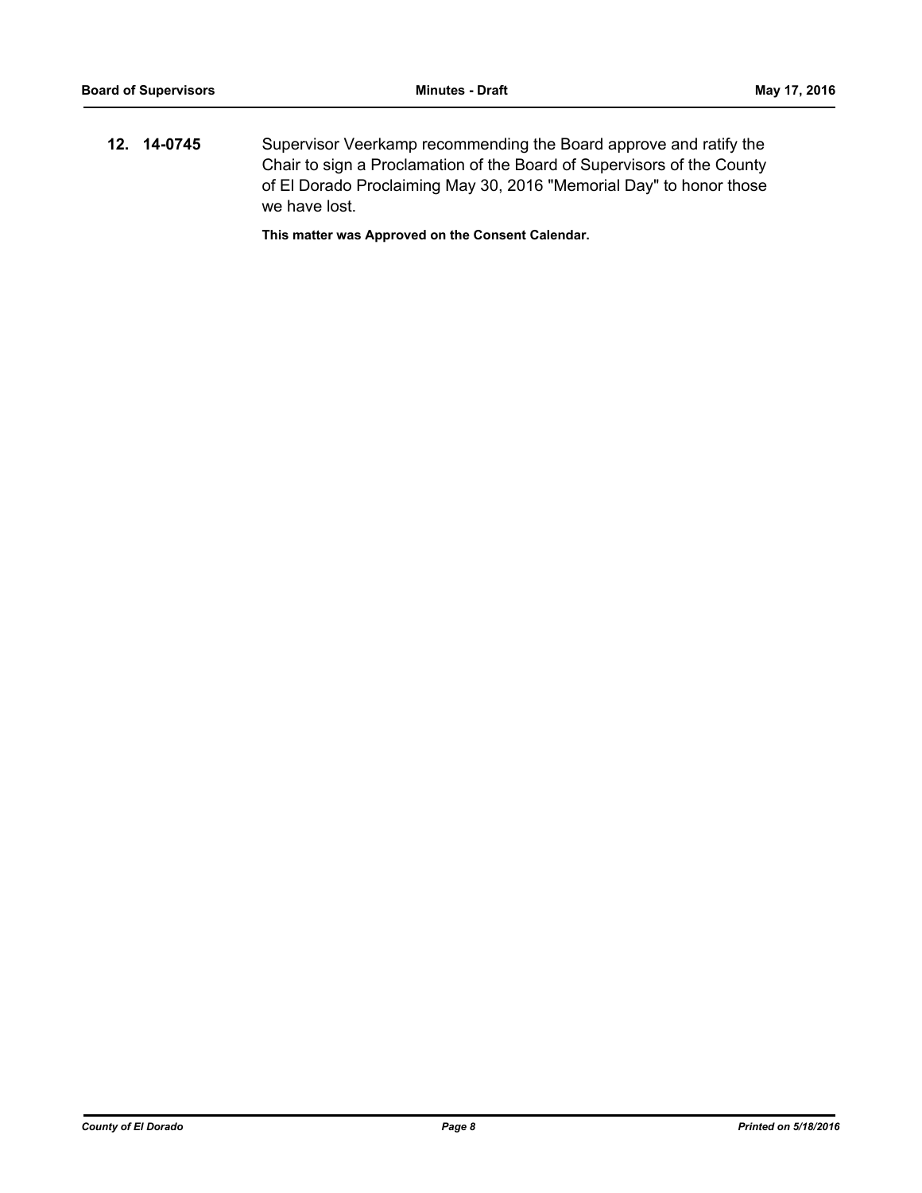**12. 14-0745** Supervisor Veerkamp recommending the Board approve and ratify the Chair to sign a Proclamation of the Board of Supervisors of the County of El Dorado Proclaiming May 30, 2016 "Memorial Day" to honor those we have lost.

**This matter was Approved on the Consent Calendar.**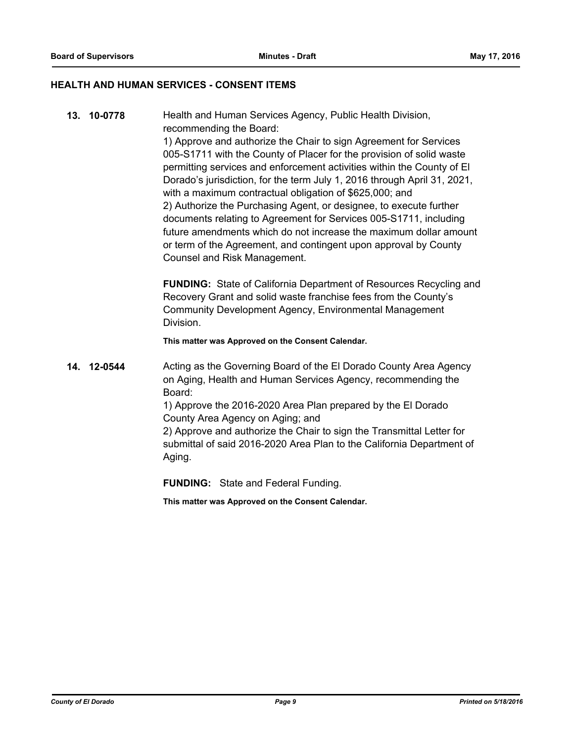## HEALTH AND HUMAN SERVICES - CONSENT ITEMS

**13. 10-0778**

Health and Human Services Agency, Public Health Division, recommending the Board:

1) Approve and authorize the Chair to sign Agreement for Services 005-S1711 with the County of Placer for the provision of solid waste permitting services and enforcement activities within the County of El Dorado's jurisdiction, for the term July 1, 2016 through April 31, 2021, with a maximum contractual obligation of $625,000; and

2) Authorize the Purchasing Agent, or designee, to execute further documents relating to Agreement for Services 005-S1711, including future amendments which do not increase the maximum dollar amount or term of the Agreement, and contingent upon approval by County Counsel and Risk Management.

**FUNDING:** State of California Department of Resources Recycling and Recovery Grant and solid waste franchise fees from the County's Community Development Agency, Environmental Management Division.

**This matter was Approved on the Consent Calendar.**

**14. 12-0544**

Acting as the Governing Board of the El Dorado County Area Agency on Aging, Health and Human Services Agency, recommending the Board:

1) Approve the 2016-2020 Area Plan prepared by the El Dorado County Area Agency on Aging; and

2) Approve and authorize the Chair to sign the Transmittal Letter for submittal of said 2016-2020 Area Plan to the California Department of Aging.

**FUNDING:** State and Federal Funding.

**This matter was Approved on the Consent Calendar.**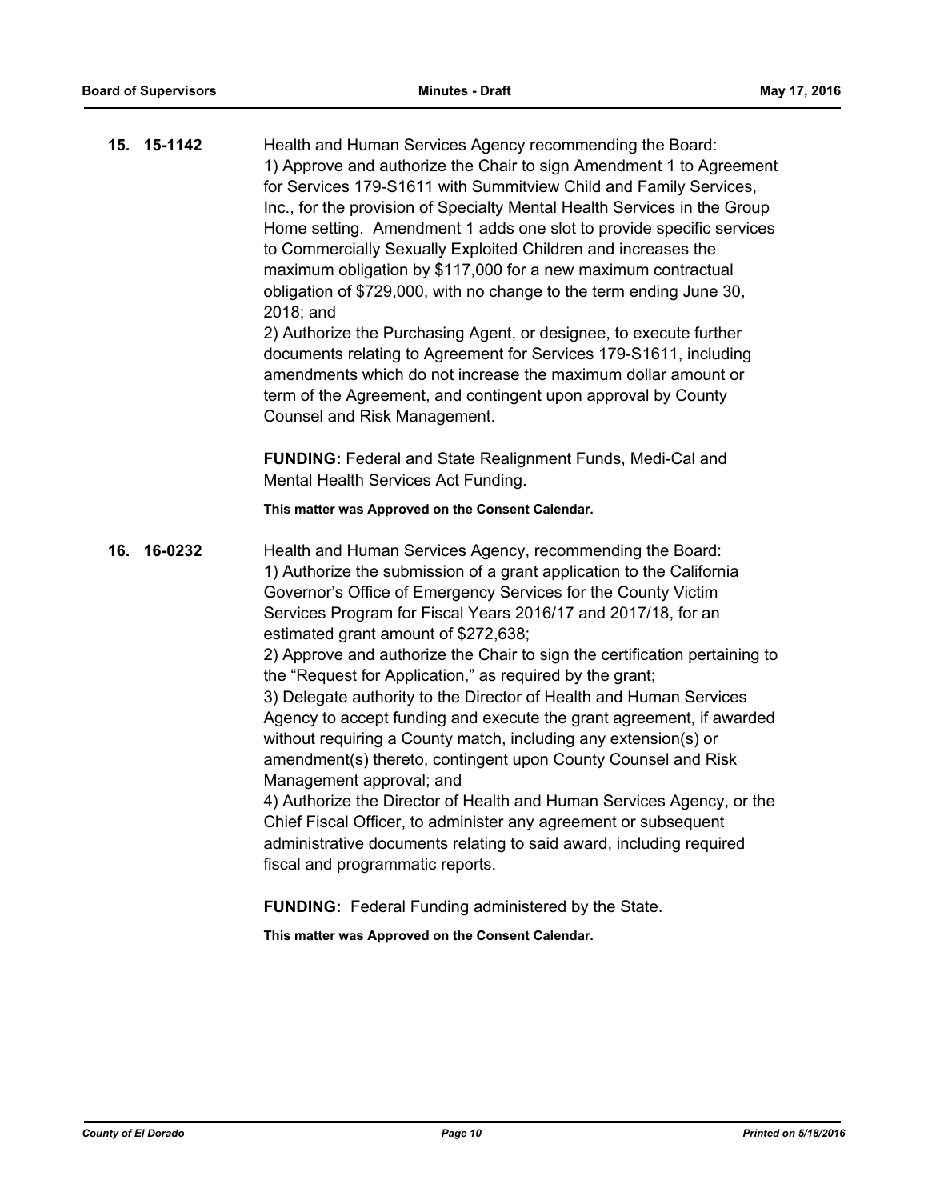**15. 15-1142**

Health and Human Services Agency recommending the Board:
1) Approve and authorize the Chair to sign Amendment 1 to Agreement for Services 179-S1611 with Summitview Child and Family Services, Inc., for the provision of Specialty Mental Health Services in the Group Home setting. Amendment 1 adds one slot to provide specific services to Commercially Sexually Exploited Children and increases the maximum obligation by $117,000 for a new maximum contractual obligation of $729,000, with no change to the term ending June 30, 2018; and
2) Authorize the Purchasing Agent, or designee, to execute further documents relating to Agreement for Services 179-S1611, including amendments which do not increase the maximum dollar amount or term of the Agreement, and contingent upon approval by County Counsel and Risk Management.

**FUNDING:** Federal and State Realignment Funds, Medi-Cal and Mental Health Services Act Funding.

**This matter was Approved on the Consent Calendar.**

**16. 16-0232**

Health and Human Services Agency, recommending the Board:
1) Authorize the submission of a grant application to the California Governor's Office of Emergency Services for the County Victim Services Program for Fiscal Years 2016/17 and 2017/18, for an estimated grant amount of $272,638;
2) Approve and authorize the Chair to sign the certification pertaining to the "Request for Application," as required by the grant;
3) Delegate authority to the Director of Health and Human Services Agency to accept funding and execute the grant agreement, if awarded without requiring a County match, including any extension(s) or amendment(s) thereto, contingent upon County Counsel and Risk Management approval; and
4) Authorize the Director of Health and Human Services Agency, or the Chief Fiscal Officer, to administer any agreement or subsequent administrative documents relating to said award, including required fiscal and programmatic reports.

**FUNDING:** Federal Funding administered by the State.

**This matter was Approved on the Consent Calendar.**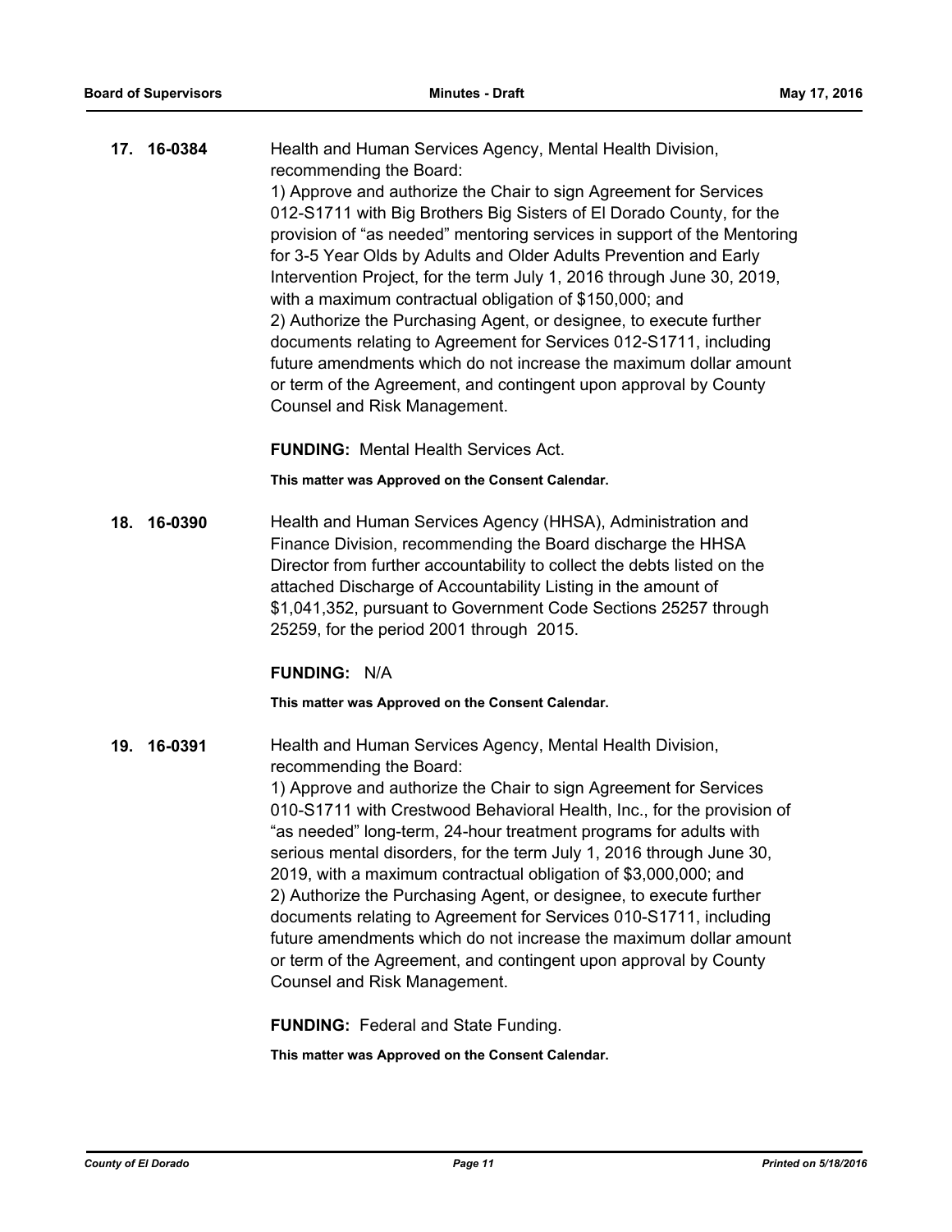**17. 16-0384** Health and Human Services Agency, Mental Health Division, recommending the Board:
1) Approve and authorize the Chair to sign Agreement for Services 012-S1711 with Big Brothers Big Sisters of El Dorado County, for the provision of "as needed" mentoring services in support of the Mentoring for 3-5 Year Olds by Adults and Older Adults Prevention and Early Intervention Project, for the term July 1, 2016 through June 30, 2019, with a maximum contractual obligation of $150,000; and
2) Authorize the Purchasing Agent, or designee, to execute further documents relating to Agreement for Services 012-S1711, including future amendments which do not increase the maximum dollar amount or term of the Agreement, and contingent upon approval by County Counsel and Risk Management.

**FUNDING:** Mental Health Services Act.

**This matter was Approved on the Consent Calendar.**

**18. 16-0390** Health and Human Services Agency (HHSA), Administration and Finance Division, recommending the Board discharge the HHSA Director from further accountability to collect the debts listed on the attached Discharge of Accountability Listing in the amount of $1,041,352, pursuant to Government Code Sections 25257 through 25259, for the period 2001 through 2015.

**FUNDING:** N/A

**This matter was Approved on the Consent Calendar.**

**19. 16-0391** Health and Human Services Agency, Mental Health Division, recommending the Board:
1) Approve and authorize the Chair to sign Agreement for Services 010-S1711 with Crestwood Behavioral Health, Inc., for the provision of "as needed" long-term, 24-hour treatment programs for adults with serious mental disorders, for the term July 1, 2016 through June 30, 2019, with a maximum contractual obligation of $3,000,000; and
2) Authorize the Purchasing Agent, or designee, to execute further documents relating to Agreement for Services 010-S1711, including future amendments which do not increase the maximum dollar amount or term of the Agreement, and contingent upon approval by County Counsel and Risk Management.

**FUNDING:** Federal and State Funding.

**This matter was Approved on the Consent Calendar.**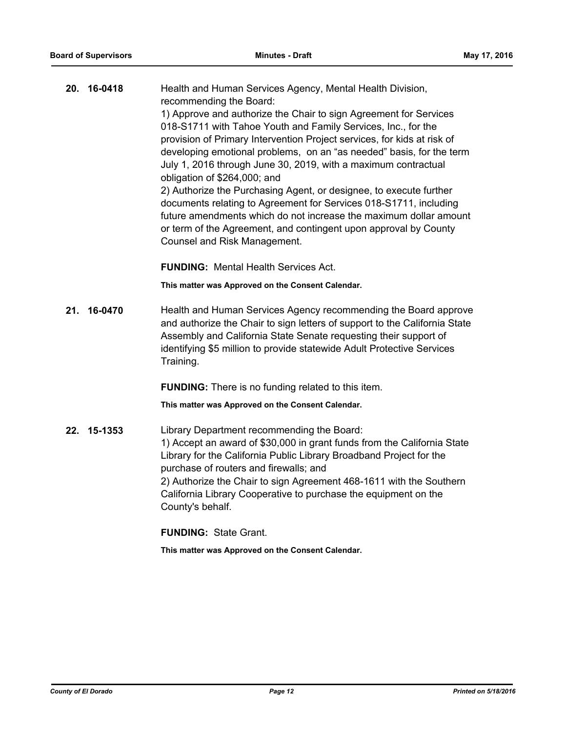**20. 16-0418**

Health and Human Services Agency, Mental Health Division, recommending the Board:
1) Approve and authorize the Chair to sign Agreement for Services 018-S1711 with Tahoe Youth and Family Services, Inc., for the provision of Primary Intervention Project services, for kids at risk of developing emotional problems, on an "as needed" basis, for the term July 1, 2016 through June 30, 2019, with a maximum contractual obligation of $264,000; and
2) Authorize the Purchasing Agent, or designee, to execute further documents relating to Agreement for Services 018-S1711, including future amendments which do not increase the maximum dollar amount or term of the Agreement, and contingent upon approval by County Counsel and Risk Management.

**FUNDING:** Mental Health Services Act.

**This matter was Approved on the Consent Calendar.**

**21. 16-0470**

Health and Human Services Agency recommending the Board approve and authorize the Chair to sign letters of support to the California State Assembly and California State Senate requesting their support of identifying $5 million to provide statewide Adult Protective Services Training.

**FUNDING:** There is no funding related to this item.

**This matter was Approved on the Consent Calendar.**

**22. 15-1353**

Library Department recommending the Board:
1) Accept an award of $30,000 in grant funds from the California State Library for the California Public Library Broadband Project for the purchase of routers and firewalls; and
2) Authorize the Chair to sign Agreement 468-1611 with the Southern California Library Cooperative to purchase the equipment on the County's behalf.

**FUNDING:** State Grant.

**This matter was Approved on the Consent Calendar.**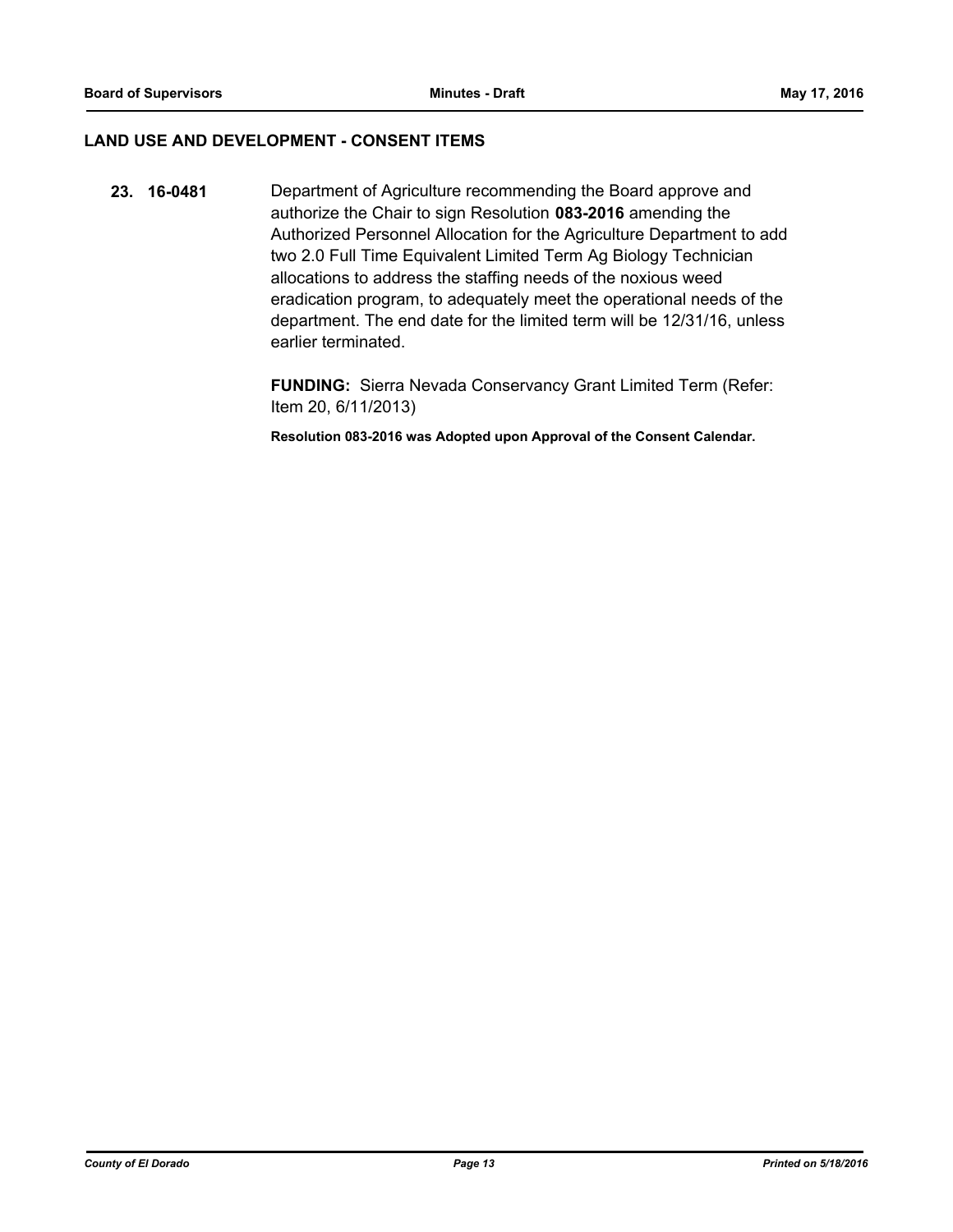## LAND USE AND DEVELOPMENT - CONSENT ITEMS

**23. 16-0481** Department of Agriculture recommending the Board approve and authorize the Chair to sign Resolution **083-2016** amending the Authorized Personnel Allocation for the Agriculture Department to add two 2.0 Full Time Equivalent Limited Term Ag Biology Technician allocations to address the staffing needs of the noxious weed eradication program, to adequately meet the operational needs of the department. The end date for the limited term will be 12/31/16, unless earlier terminated.

**FUNDING:** Sierra Nevada Conservancy Grant Limited Term (Refer: Item 20, 6/11/2013)

**Resolution 083-2016 was Adopted upon Approval of the Consent Calendar.**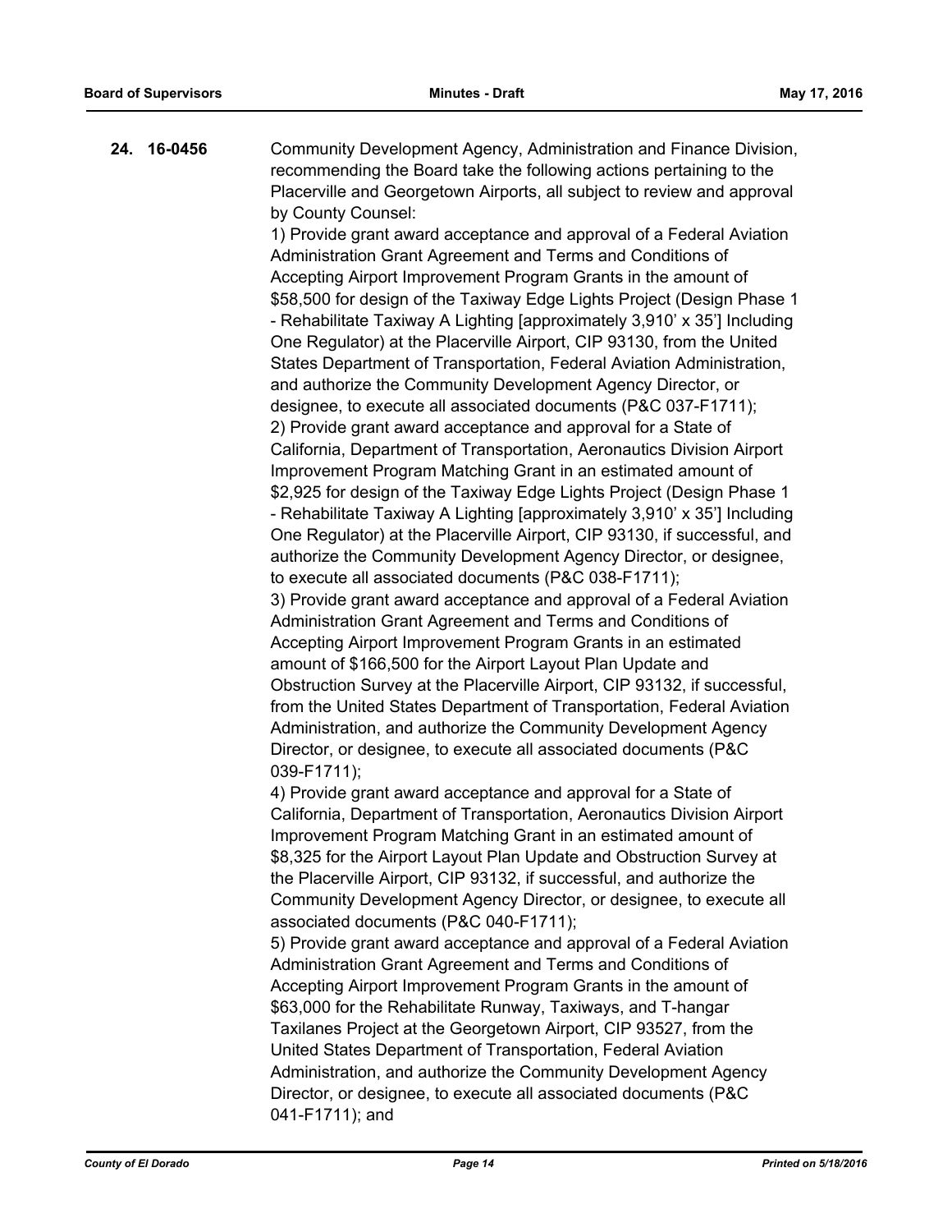**24. 16-0456**

Community Development Agency, Administration and Finance Division, recommending the Board take the following actions pertaining to the Placerville and Georgetown Airports, all subject to review and approval by County Counsel:

1) Provide grant award acceptance and approval of a Federal Aviation Administration Grant Agreement and Terms and Conditions of Accepting Airport Improvement Program Grants in the amount of $58,500 for design of the Taxiway Edge Lights Project (Design Phase 1 - Rehabilitate Taxiway A Lighting [approximately 3,910' x 35'] Including One Regulator) at the Placerville Airport, CIP 93130, from the United States Department of Transportation, Federal Aviation Administration, and authorize the Community Development Agency Director, or designee, to execute all associated documents (P&C 037-F1711);

2) Provide grant award acceptance and approval for a State of California, Department of Transportation, Aeronautics Division Airport Improvement Program Matching Grant in an estimated amount of $2,925 for design of the Taxiway Edge Lights Project (Design Phase 1 - Rehabilitate Taxiway A Lighting [approximately 3,910' x 35'] Including One Regulator) at the Placerville Airport, CIP 93130, if successful, and authorize the Community Development Agency Director, or designee, to execute all associated documents (P&C 038-F1711);

3) Provide grant award acceptance and approval of a Federal Aviation Administration Grant Agreement and Terms and Conditions of Accepting Airport Improvement Program Grants in an estimated amount of $166,500 for the Airport Layout Plan Update and Obstruction Survey at the Placerville Airport, CIP 93132, if successful, from the United States Department of Transportation, Federal Aviation Administration, and authorize the Community Development Agency Director, or designee, to execute all associated documents (P&C 039-F1711);

4) Provide grant award acceptance and approval for a State of California, Department of Transportation, Aeronautics Division Airport Improvement Program Matching Grant in an estimated amount of $8,325 for the Airport Layout Plan Update and Obstruction Survey at the Placerville Airport, CIP 93132, if successful, and authorize the Community Development Agency Director, or designee, to execute all associated documents (P&C 040-F1711);

5) Provide grant award acceptance and approval of a Federal Aviation Administration Grant Agreement and Terms and Conditions of Accepting Airport Improvement Program Grants in the amount of $63,000 for the Rehabilitate Runway, Taxiways, and T-hangar Taxilanes Project at the Georgetown Airport, CIP 93527, from the United States Department of Transportation, Federal Aviation Administration, and authorize the Community Development Agency Director, or designee, to execute all associated documents (P&C 041-F1711); and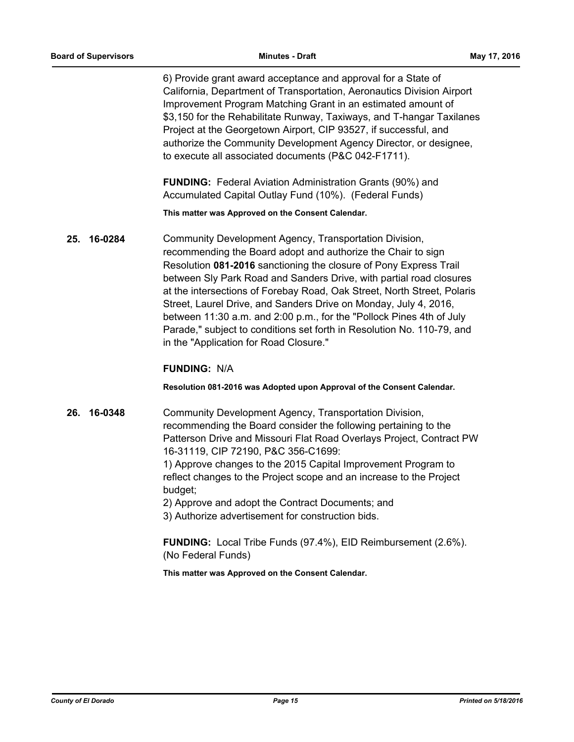6) Provide grant award acceptance and approval for a State of California, Department of Transportation, Aeronautics Division Airport Improvement Program Matching Grant in an estimated amount of $3,150 for the Rehabilitate Runway, Taxiways, and T-hangar Taxilanes Project at the Georgetown Airport, CIP 93527, if successful, and authorize the Community Development Agency Director, or designee, to execute all associated documents (P&C 042-F1711).

**FUNDING:** Federal Aviation Administration Grants (90%) and Accumulated Capital Outlay Fund (10%). (Federal Funds)

**This matter was Approved on the Consent Calendar.**

**25. 16-0284** Community Development Agency, Transportation Division, recommending the Board adopt and authorize the Chair to sign Resolution **081-2016** sanctioning the closure of Pony Express Trail between Sly Park Road and Sanders Drive, with partial road closures at the intersections of Forebay Road, Oak Street, North Street, Polaris Street, Laurel Drive, and Sanders Drive on Monday, July 4, 2016, between 11:30 a.m. and 2:00 p.m., for the "Pollock Pines 4th of July Parade," subject to conditions set forth in Resolution No. 110-79, and in the "Application for Road Closure."

**FUNDING:** N/A

**Resolution 081-2016 was Adopted upon Approval of the Consent Calendar.**

**26. 16-0348** Community Development Agency, Transportation Division, recommending the Board consider the following pertaining to the Patterson Drive and Missouri Flat Road Overlays Project, Contract PW 16-31119, CIP 72190, P&C 356-C1699:

1) Approve changes to the 2015 Capital Improvement Program to reflect changes to the Project scope and an increase to the Project budget;
2) Approve and adopt the Contract Documents; and
3) Authorize advertisement for construction bids.

**FUNDING:** Local Tribe Funds (97.4%), EID Reimbursement (2.6%). (No Federal Funds)

**This matter was Approved on the Consent Calendar.**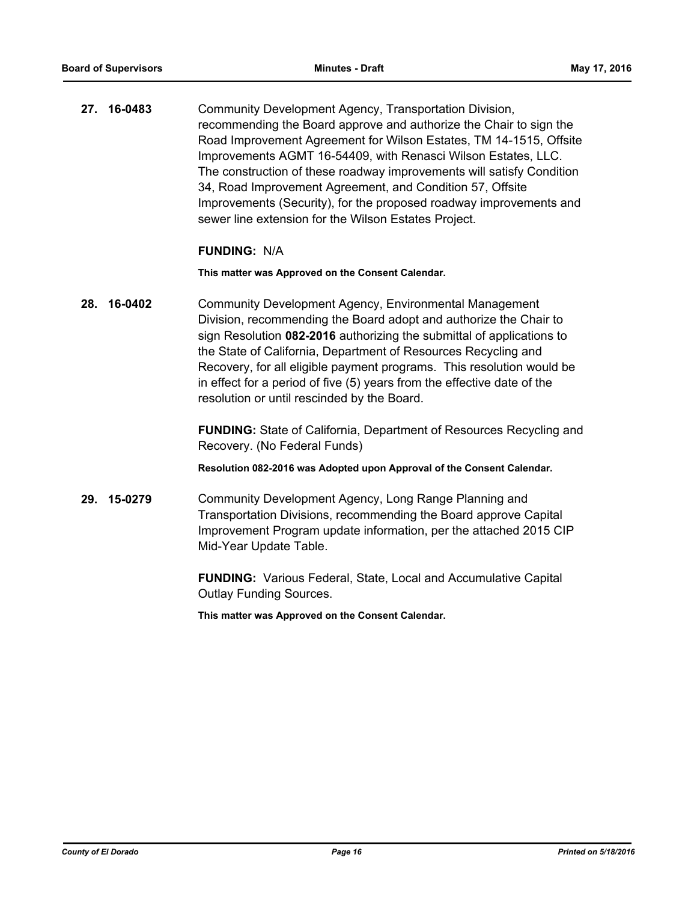**27. 16-0483** Community Development Agency, Transportation Division, recommending the Board approve and authorize the Chair to sign the Road Improvement Agreement for Wilson Estates, TM 14-1515, Offsite Improvements AGMT 16-54409, with Renasci Wilson Estates, LLC. The construction of these roadway improvements will satisfy Condition 34, Road Improvement Agreement, and Condition 57, Offsite Improvements (Security), for the proposed roadway improvements and sewer line extension for the Wilson Estates Project.

**FUNDING:** N/A

**This matter was Approved on the Consent Calendar.**

**28. 16-0402** Community Development Agency, Environmental Management Division, recommending the Board adopt and authorize the Chair to sign Resolution **082-2016** authorizing the submittal of applications to the State of California, Department of Resources Recycling and Recovery, for all eligible payment programs. This resolution would be in effect for a period of five (5) years from the effective date of the resolution or until rescinded by the Board.

**FUNDING:** State of California, Department of Resources Recycling and Recovery. (No Federal Funds)

**Resolution 082-2016 was Adopted upon Approval of the Consent Calendar.**

**29. 15-0279** Community Development Agency, Long Range Planning and Transportation Divisions, recommending the Board approve Capital Improvement Program update information, per the attached 2015 CIP Mid-Year Update Table.

**FUNDING:** Various Federal, State, Local and Accumulative Capital Outlay Funding Sources.

**This matter was Approved on the Consent Calendar.**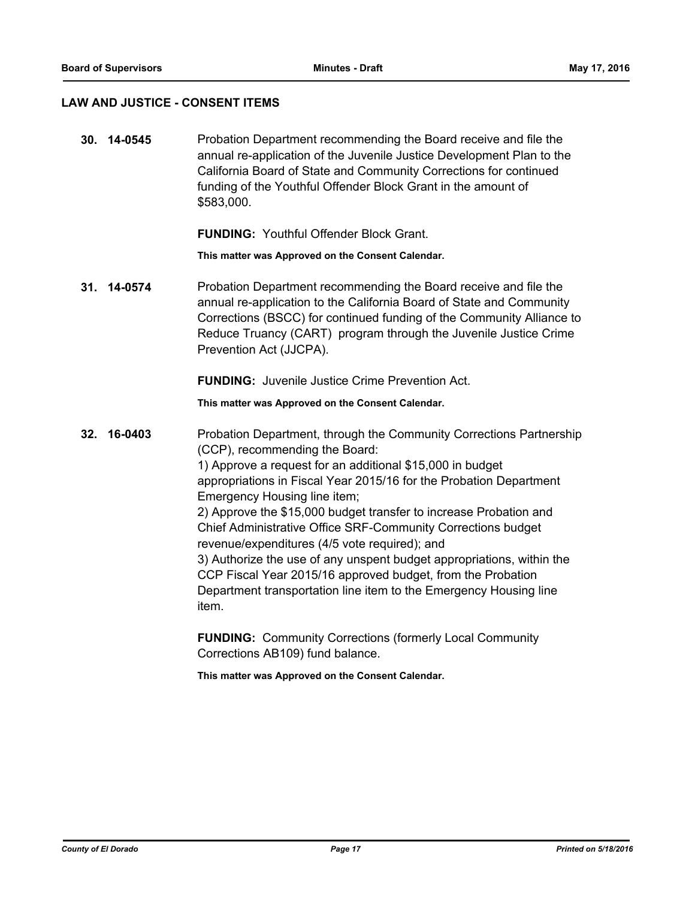## LAW AND JUSTICE - CONSENT ITEMS

**30. 14-0545** Probation Department recommending the Board receive and file the annual re-application of the Juvenile Justice Development Plan to the California Board of State and Community Corrections for continued funding of the Youthful Offender Block Grant in the amount of $583,000.

**FUNDING:** Youthful Offender Block Grant.

**This matter was Approved on the Consent Calendar.**

**31. 14-0574** Probation Department recommending the Board receive and file the annual re-application to the California Board of State and Community Corrections (BSCC) for continued funding of the Community Alliance to Reduce Truancy (CART) program through the Juvenile Justice Crime Prevention Act (JJCPA).

**FUNDING:** Juvenile Justice Crime Prevention Act.

**This matter was Approved on the Consent Calendar.**

**32. 16-0403** Probation Department, through the Community Corrections Partnership (CCP), recommending the Board:

1) Approve a request for an additional $15,000 in budget appropriations in Fiscal Year 2015/16 for the Probation Department Emergency Housing line item;
2) Approve the $15,000 budget transfer to increase Probation and Chief Administrative Office SRF-Community Corrections budget revenue/expenditures (4/5 vote required); and
3) Authorize the use of any unspent budget appropriations, within the CCP Fiscal Year 2015/16 approved budget, from the Probation Department transportation line item to the Emergency Housing line item.

**FUNDING:** Community Corrections (formerly Local Community Corrections AB109) fund balance.

**This matter was Approved on the Consent Calendar.**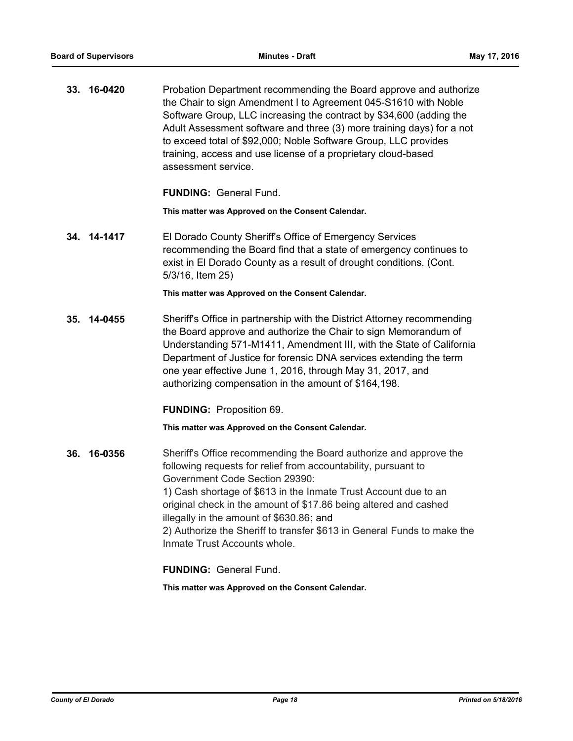**33. 16-0420** Probation Department recommending the Board approve and authorize the Chair to sign Amendment I to Agreement 045-S1610 with Noble Software Group, LLC increasing the contract by $34,600 (adding the Adult Assessment software and three (3) more training days) for a not to exceed total of $92,000; Noble Software Group, LLC provides training, access and use license of a proprietary cloud-based assessment service.

**FUNDING:** General Fund.

**This matter was Approved on the Consent Calendar.**

**34. 14-1417** El Dorado County Sheriff's Office of Emergency Services recommending the Board find that a state of emergency continues to exist in El Dorado County as a result of drought conditions. (Cont. 5/3/16, Item 25)

**This matter was Approved on the Consent Calendar.**

**35. 14-0455** Sheriff's Office in partnership with the District Attorney recommending the Board approve and authorize the Chair to sign Memorandum of Understanding 571-M1411, Amendment III, with the State of California Department of Justice for forensic DNA services extending the term one year effective June 1, 2016, through May 31, 2017, and authorizing compensation in the amount of $164,198.

**FUNDING:** Proposition 69.

**This matter was Approved on the Consent Calendar.**

**36. 16-0356** Sheriff's Office recommending the Board authorize and approve the following requests for relief from accountability, pursuant to Government Code Section 29390:
1) Cash shortage of $613 in the Inmate Trust Account due to an original check in the amount of $17.86 being altered and cashed illegally in the amount of $630.86; and
2) Authorize the Sheriff to transfer $613 in General Funds to make the Inmate Trust Accounts whole.

**FUNDING:** General Fund.

**This matter was Approved on the Consent Calendar.**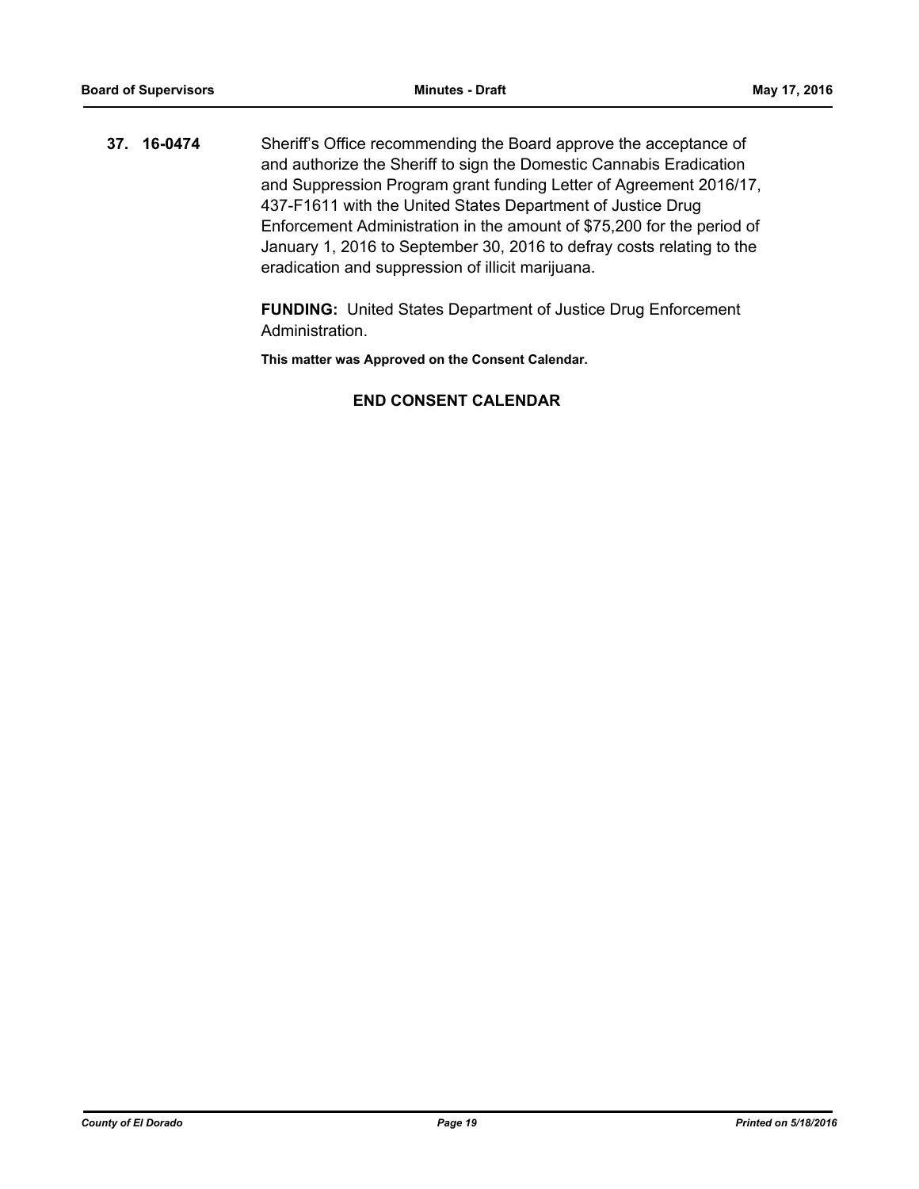**37. 16-0474** Sheriff's Office recommending the Board approve the acceptance of and authorize the Sheriff to sign the Domestic Cannabis Eradication and Suppression Program grant funding Letter of Agreement 2016/17, 437-F1611 with the United States Department of Justice Drug Enforcement Administration in the amount of $75,200 for the period of January 1, 2016 to September 30, 2016 to defray costs relating to the eradication and suppression of illicit marijuana.

**FUNDING:** United States Department of Justice Drug Enforcement Administration.

**This matter was Approved on the Consent Calendar.**

**END CONSENT CALENDAR**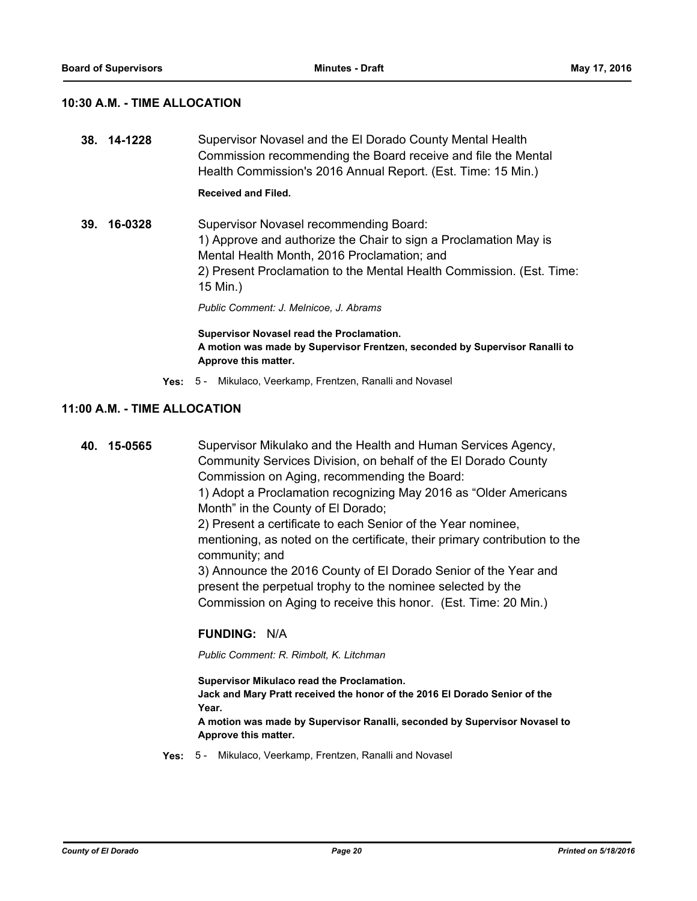## 10:30 A.M. - TIME ALLOCATION

**38. 14-1228**

Supervisor Novasel and the El Dorado County Mental Health Commission recommending the Board receive and file the Mental Health Commission's 2016 Annual Report. (Est. Time: 15 Min.)

**Received and Filed.**

**39. 16-0328**

Supervisor Novasel recommending Board:
1) Approve and authorize the Chair to sign a Proclamation May is Mental Health Month, 2016 Proclamation; and
2) Present Proclamation to the Mental Health Commission. (Est. Time: 15 Min.)

*Public Comment: J. Melnicoe, J. Abrams*

**Supervisor Novasel read the Proclamation.**
**A motion was made by Supervisor Frentzen, seconded by Supervisor Ranalli to Approve this matter.**

**Yes:** 5 - Mikulaco, Veerkamp, Frentzen, Ranalli and Novasel

## 11:00 A.M. - TIME ALLOCATION

**40. 15-0565**

Supervisor Mikulako and the Health and Human Services Agency, Community Services Division, on behalf of the El Dorado County Commission on Aging, recommending the Board:
1) Adopt a Proclamation recognizing May 2016 as "Older Americans Month" in the County of El Dorado;
2) Present a certificate to each Senior of the Year nominee, mentioning, as noted on the certificate, their primary contribution to the community; and
3) Announce the 2016 County of El Dorado Senior of the Year and present the perpetual trophy to the nominee selected by the Commission on Aging to receive this honor. (Est. Time: 20 Min.)

**FUNDING:** N/A

*Public Comment: R. Rimbolt, K. Litchman*

**Supervisor Mikulaco read the Proclamation.**
**Jack and Mary Pratt received the honor of the 2016 El Dorado Senior of the Year.**
**A motion was made by Supervisor Ranalli, seconded by Supervisor Novasel to Approve this matter.**

**Yes:** 5 - Mikulaco, Veerkamp, Frentzen, Ranalli and Novasel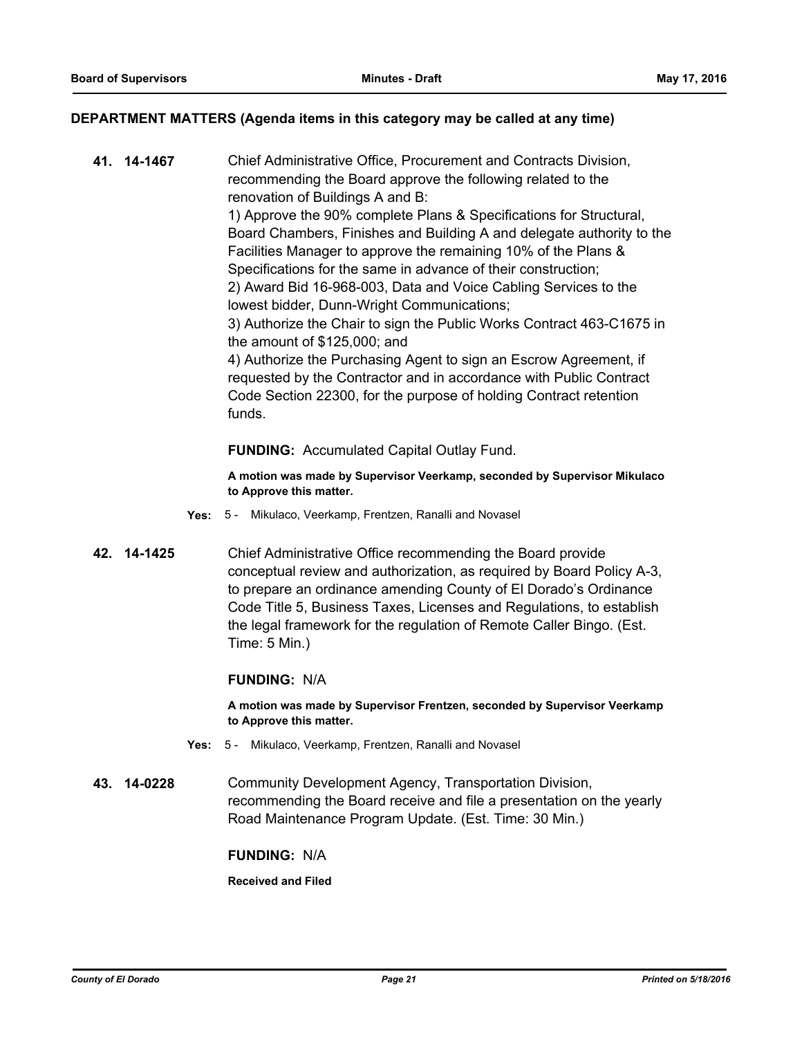## DEPARTMENT MATTERS (Agenda items in this category may be called at any time)

**41. 14-1467**

Chief Administrative Office, Procurement and Contracts Division, recommending the Board approve the following related to the renovation of Buildings A and B:

1) Approve the 90% complete Plans & Specifications for Structural, Board Chambers, Finishes and Building A and delegate authority to the Facilities Manager to approve the remaining 10% of the Plans & Specifications for the same in advance of their construction;
2) Award Bid 16-968-003, Data and Voice Cabling Services to the lowest bidder, Dunn-Wright Communications;
3) Authorize the Chair to sign the Public Works Contract 463-C1675 in the amount of $125,000; and
4) Authorize the Purchasing Agent to sign an Escrow Agreement, if requested by the Contractor and in accordance with Public Contract Code Section 22300, for the purpose of holding Contract retention funds.

**FUNDING:** Accumulated Capital Outlay Fund.

**A motion was made by Supervisor Veerkamp, seconded by Supervisor Mikulaco to Approve this matter.**

**Yes:** 5 - Mikulaco, Veerkamp, Frentzen, Ranalli and Novasel

**42. 14-1425**

Chief Administrative Office recommending the Board provide conceptual review and authorization, as required by Board Policy A-3, to prepare an ordinance amending County of El Dorado's Ordinance Code Title 5, Business Taxes, Licenses and Regulations, to establish the legal framework for the regulation of Remote Caller Bingo. (Est. Time: 5 Min.)

**FUNDING:** N/A

**A motion was made by Supervisor Frentzen, seconded by Supervisor Veerkamp to Approve this matter.**

**Yes:** 5 - Mikulaco, Veerkamp, Frentzen, Ranalli and Novasel

**43. 14-0228**

Community Development Agency, Transportation Division, recommending the Board receive and file a presentation on the yearly Road Maintenance Program Update. (Est. Time: 30 Min.)

**FUNDING:** N/A

**Received and Filed**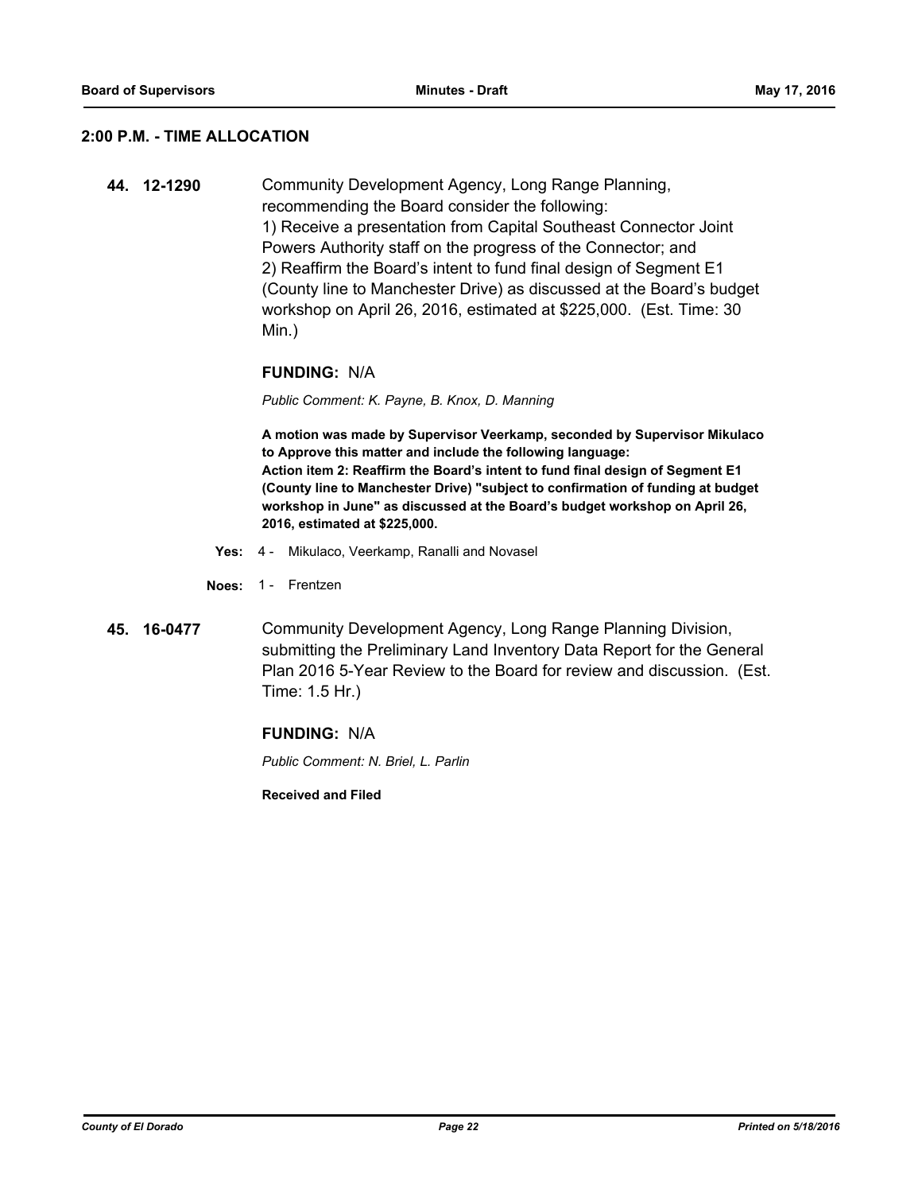## 2:00 P.M. - TIME ALLOCATION

**44. 12-1290** Community Development Agency, Long Range Planning, recommending the Board consider the following:
1) Receive a presentation from Capital Southeast Connector Joint Powers Authority staff on the progress of the Connector; and
2) Reaffirm the Board's intent to fund final design of Segment E1 (County line to Manchester Drive) as discussed at the Board's budget workshop on April 26, 2016, estimated at $225,000. (Est. Time: 30 Min.)

**FUNDING:** N/A

*Public Comment: K. Payne, B. Knox, D. Manning*

**A motion was made by Supervisor Veerkamp, seconded by Supervisor Mikulaco to Approve this matter and include the following language:**
**Action item 2: Reaffirm the Board's intent to fund final design of Segment E1 (County line to Manchester Drive) "subject to confirmation of funding at budget workshop in June" as discussed at the Board's budget workshop on April 26, 2016, estimated at $225,000.**

**Yes:** 4 - Mikulaco, Veerkamp, Ranalli and Novasel

**Noes:** 1 - Frentzen

**45. 16-0477** Community Development Agency, Long Range Planning Division, submitting the Preliminary Land Inventory Data Report for the General Plan 2016 5-Year Review to the Board for review and discussion. (Est. Time: 1.5 Hr.)

**FUNDING:** N/A

*Public Comment: N. Briel, L. Parlin*

**Received and Filed**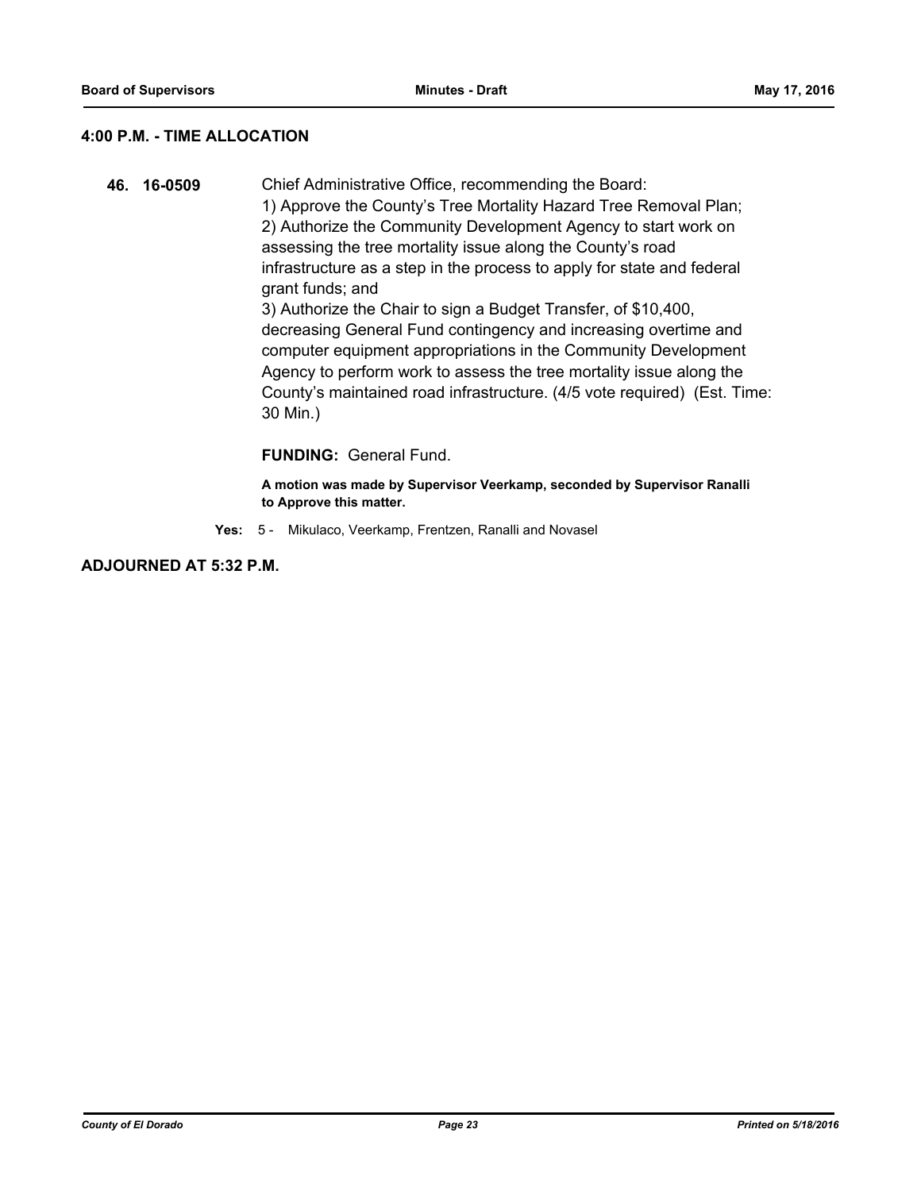## 4:00 P.M. - TIME ALLOCATION

**46. 16-0509** Chief Administrative Office, recommending the Board:
1) Approve the County's Tree Mortality Hazard Tree Removal Plan;
2) Authorize the Community Development Agency to start work on assessing the tree mortality issue along the County's road infrastructure as a step in the process to apply for state and federal grant funds; and
3) Authorize the Chair to sign a Budget Transfer, of $10,400, decreasing General Fund contingency and increasing overtime and computer equipment appropriations in the Community Development Agency to perform work to assess the tree mortality issue along the County's maintained road infrastructure. (4/5 vote required) (Est. Time: 30 Min.)

**FUNDING:** General Fund.

**A motion was made by Supervisor Veerkamp, seconded by Supervisor Ranalli to Approve this matter.**

**Yes:** 5 - Mikulaco, Veerkamp, Frentzen, Ranalli and Novasel

## ADJOURNED AT 5:32 P.M.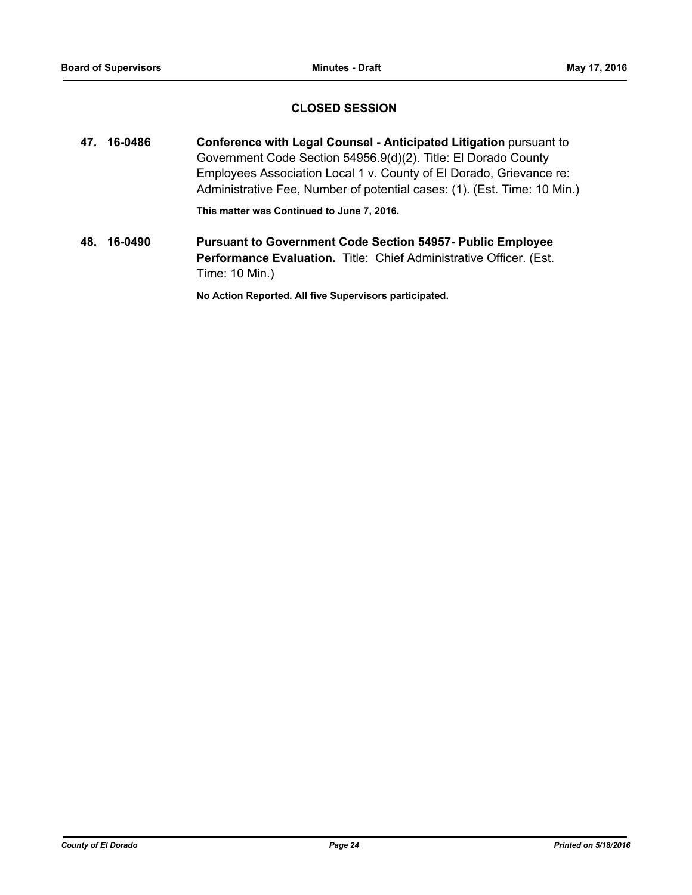## CLOSED SESSION

**47. 16-0486** **Conference with Legal Counsel - Anticipated Litigation** pursuant to Government Code Section 54956.9(d)(2). Title: El Dorado County Employees Association Local 1 v. County of El Dorado, Grievance re: Administrative Fee, Number of potential cases: (1). (Est. Time: 10 Min.)

**This matter was Continued to June 7, 2016.**

**48. 16-0490** **Pursuant to Government Code Section 54957- Public Employee Performance Evaluation.** Title: Chief Administrative Officer. (Est. Time: 10 Min.)

**No Action Reported. All five Supervisors participated.**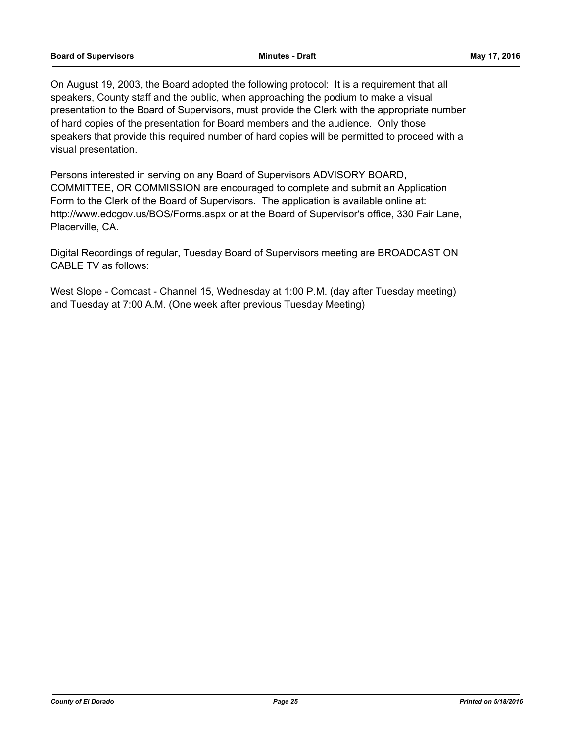On August 19, 2003, the Board adopted the following protocol: It is a requirement that all speakers, County staff and the public, when approaching the podium to make a visual presentation to the Board of Supervisors, must provide the Clerk with the appropriate number of hard copies of the presentation for Board members and the audience. Only those speakers that provide this required number of hard copies will be permitted to proceed with a visual presentation.

Persons interested in serving on any Board of Supervisors ADVISORY BOARD, COMMITTEE, OR COMMISSION are encouraged to complete and submit an Application Form to the Clerk of the Board of Supervisors. The application is available online at: http://www.edcgov.us/BOS/Forms.aspx or at the Board of Supervisor's office, 330 Fair Lane, Placerville, CA.

Digital Recordings of regular, Tuesday Board of Supervisors meeting are BROADCAST ON CABLE TV as follows:

West Slope - Comcast - Channel 15, Wednesday at 1:00 P.M. (day after Tuesday meeting) and Tuesday at 7:00 A.M. (One week after previous Tuesday Meeting)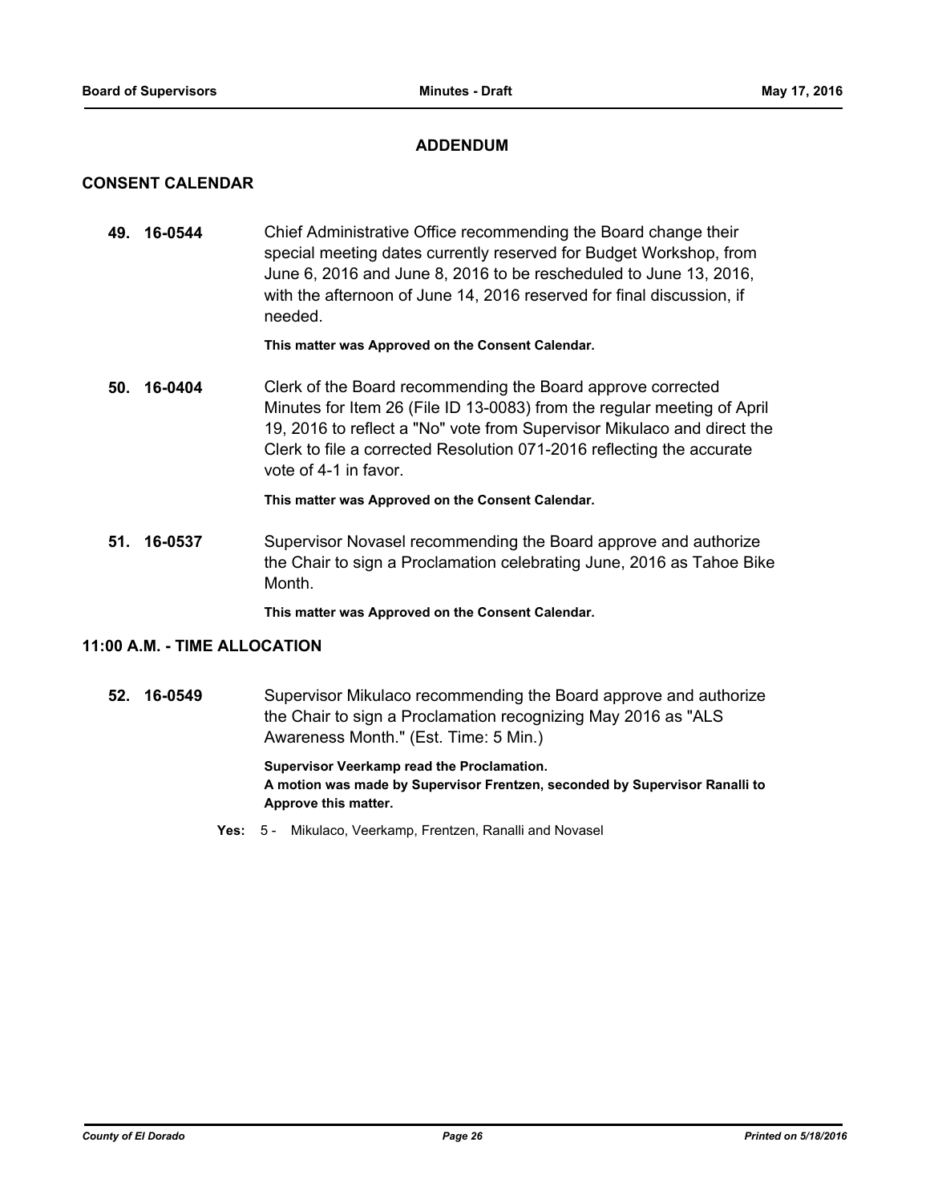## ADDENDUM

### CONSENT CALENDAR

**49. 16-0544** Chief Administrative Office recommending the Board change their special meeting dates currently reserved for Budget Workshop, from June 6, 2016 and June 8, 2016 to be rescheduled to June 13, 2016, with the afternoon of June 14, 2016 reserved for final discussion, if needed.

**This matter was Approved on the Consent Calendar.**

**50. 16-0404** Clerk of the Board recommending the Board approve corrected Minutes for Item 26 (File ID 13-0083) from the regular meeting of April 19, 2016 to reflect a "No" vote from Supervisor Mikulaco and direct the Clerk to file a corrected Resolution 071-2016 reflecting the accurate vote of 4-1 in favor.

**This matter was Approved on the Consent Calendar.**

**51. 16-0537** Supervisor Novasel recommending the Board approve and authorize the Chair to sign a Proclamation celebrating June, 2016 as Tahoe Bike Month.

**This matter was Approved on the Consent Calendar.**

### 11:00 A.M. - TIME ALLOCATION

**52. 16-0549** Supervisor Mikulaco recommending the Board approve and authorize the Chair to sign a Proclamation recognizing May 2016 as "ALS Awareness Month." (Est. Time: 5 Min.)

**Supervisor Veerkamp read the Proclamation.**
**A motion was made by Supervisor Frentzen, seconded by Supervisor Ranalli to Approve this matter.**

**Yes:** 5 - Mikulaco, Veerkamp, Frentzen, Ranalli and Novasel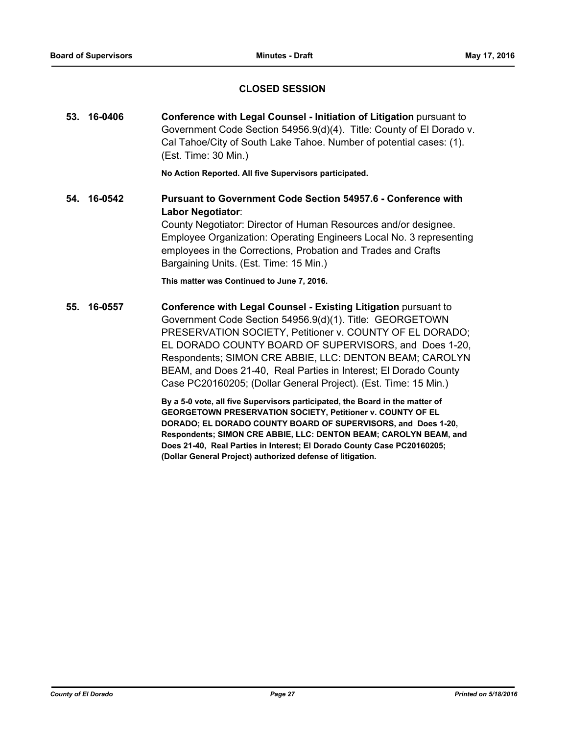## CLOSED SESSION

**53. 16-0406** **Conference with Legal Counsel - Initiation of Litigation** pursuant to Government Code Section 54956.9(d)(4). Title: County of El Dorado v. Cal Tahoe/City of South Lake Tahoe. Number of potential cases: (1). (Est. Time: 30 Min.)

**No Action Reported. All five Supervisors participated.**

**54. 16-0542** **Pursuant to Government Code Section 54957.6 - Conference with Labor Negotiator**:
County Negotiator: Director of Human Resources and/or designee. Employee Organization: Operating Engineers Local No. 3 representing employees in the Corrections, Probation and Trades and Crafts Bargaining Units. (Est. Time: 15 Min.)

**This matter was Continued to June 7, 2016.**

**55. 16-0557** **Conference with Legal Counsel - Existing Litigation** pursuant to Government Code Section 54956.9(d)(1). Title: GEORGETOWN PRESERVATION SOCIETY, Petitioner v. COUNTY OF EL DORADO; EL DORADO COUNTY BOARD OF SUPERVISORS, and Does 1-20, Respondents; SIMON CRE ABBIE, LLC: DENTON BEAM; CAROLYN BEAM, and Does 21-40, Real Parties in Interest; El Dorado County Case PC20160205; (Dollar General Project). (Est. Time: 15 Min.)

**By a 5-0 vote, all five Supervisors participated, the Board in the matter of GEORGETOWN PRESERVATION SOCIETY, Petitioner v. COUNTY OF EL DORADO; EL DORADO COUNTY BOARD OF SUPERVISORS, and Does 1-20, Respondents; SIMON CRE ABBIE, LLC: DENTON BEAM; CAROLYN BEAM, and Does 21-40, Real Parties in Interest; El Dorado County Case PC20160205; (Dollar General Project) authorized defense of litigation.**